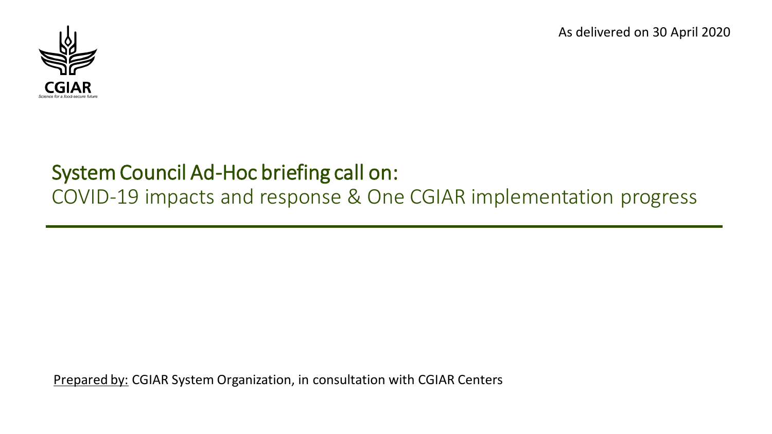As delivered on 30 April 2020

CGIAR

*Science for a food-secure future*

# System Council Ad-Hoc briefing call on:

## COVID-19 impacts and response & One CGIAR implementation progress

Prepared by: CGIAR System Organization, in consultation with CGIAR Centers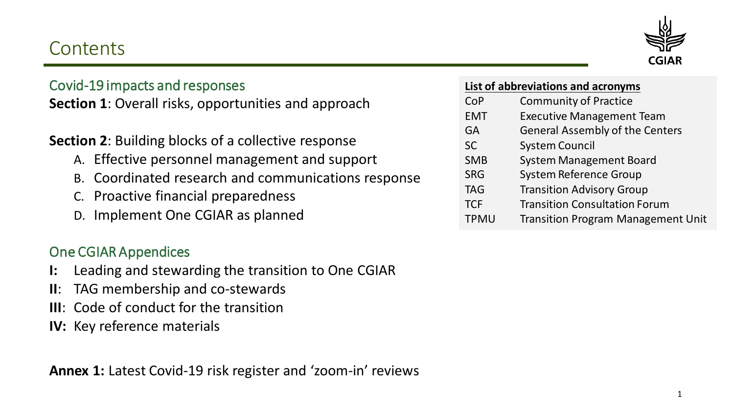# Contents

## Covid-19 impacts and responses

**Section 1**: Overall risks, opportunities and approach

**Section 2**: Building blocks of a collective response

A. Effective personnel management and support
B. Coordinated research and communications response
C. Proactive financial preparedness
D. Implement One CGIAR as planned

## One CGIAR Appendices

**I:** Leading and stewarding the transition to One CGIAR
**II**: TAG membership and co-stewards
**III**: Code of conduct for the transition
**IV:** Key reference materials

**Annex 1:** Latest Covid-19 risk register and 'zoom-in' reviews

**List of abbreviations and acronyms**

| | |
|---|---|
| CoP | Community of Practice |
| EMT | Executive Management Team |
| GA | General Assembly of the Centers |
| SC | System Council |
| SMB | System Management Board |
| SRG | System Reference Group |
| TAG | Transition Advisory Group |
| TCF | Transition Consultation Forum |
| TPMU | Transition Program Management Unit |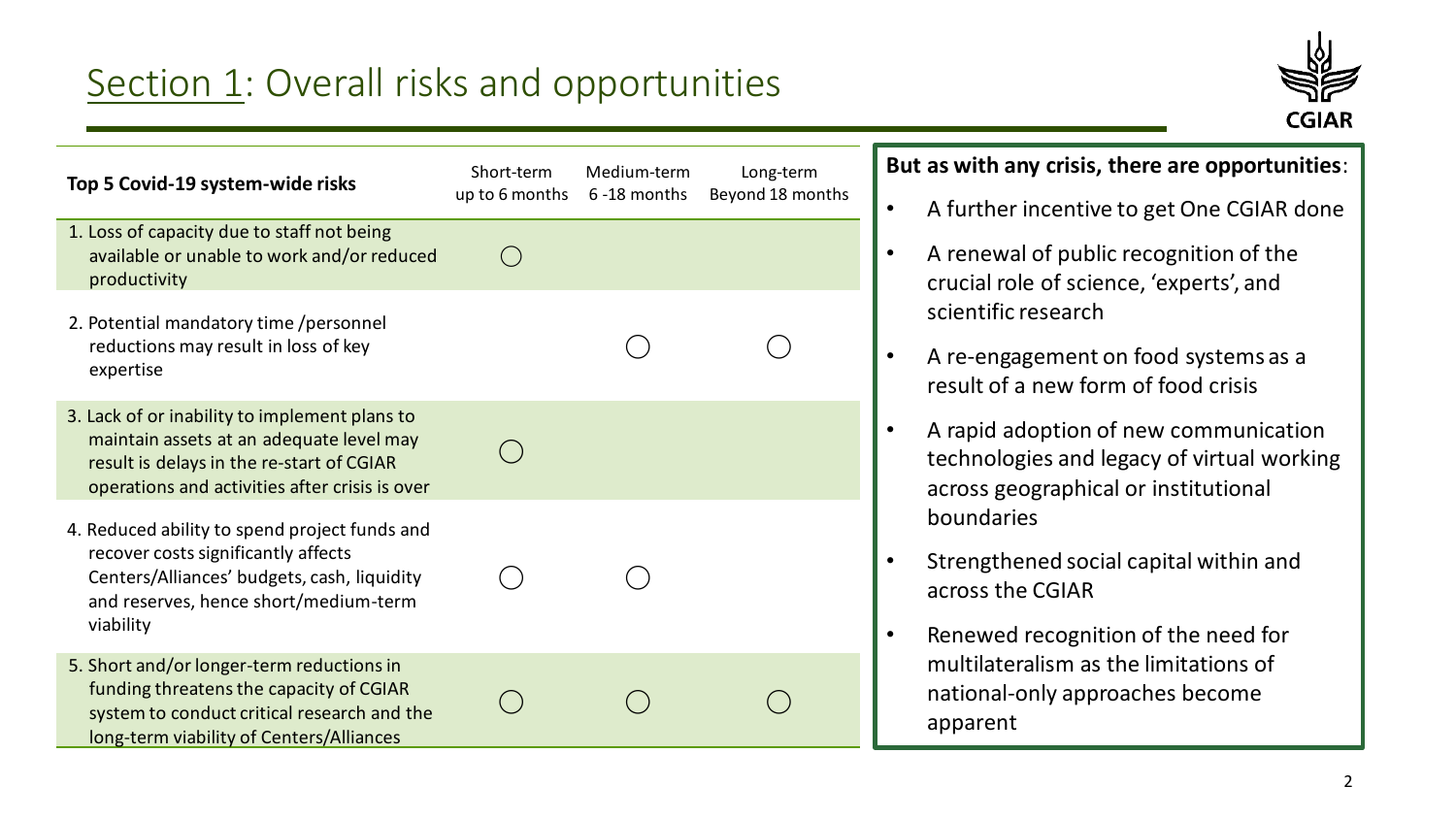# Section 1: Overall risks and opportunities

| Top 5 Covid-19 system-wide risks | Short-term up to 6 months | Medium-term 6 -18 months | Long-term Beyond 18 months |
|---|---|---|---|
| 1. Loss of capacity due to staff not being available or unable to work and/or reduced productivity | ◯ | | |
| 2. Potential mandatory time /personnel reductions may result in loss of key expertise | | ◯ | ◯ |
| 3. Lack of or inability to implement plans to maintain assets at an adequate level may result is delays in the re-start of CGIAR operations and activities after crisis is over | ◯ | | |
| 4. Reduced ability to spend project funds and recover costs significantly affects Centers/Alliances' budgets, cash, liquidity and reserves, hence short/medium-term viability | ◯ | ◯ | |
| 5. Short and/or longer-term reductions in funding threatens the capacity of CGIAR system to conduct critical research and the long-term viability of Centers/Alliances | ◯ | ◯ | ◯ |

**But as with any crisis, there are opportunities**:

- A further incentive to get One CGIAR done
- A renewal of public recognition of the crucial role of science, 'experts', and scientific research
- A re-engagement on food systems as a result of a new form of food crisis
- A rapid adoption of new communication technologies and legacy of virtual working across geographical or institutional boundaries
- Strengthened social capital within and across the CGIAR
- Renewed recognition of the need for multilateralism as the limitations of national-only approaches become apparent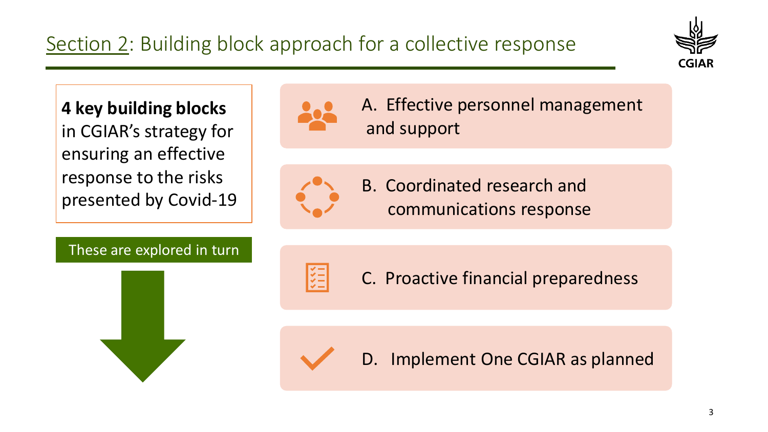## Section 2: Building block approach for a collective response

**4 key building blocks** in CGIAR's strategy for ensuring an effective response to the risks presented by Covid-19

These are explored in turn

A. Effective personnel management and support

B. Coordinated research and communications response

C. Proactive financial preparedness

D. Implement One CGIAR as planned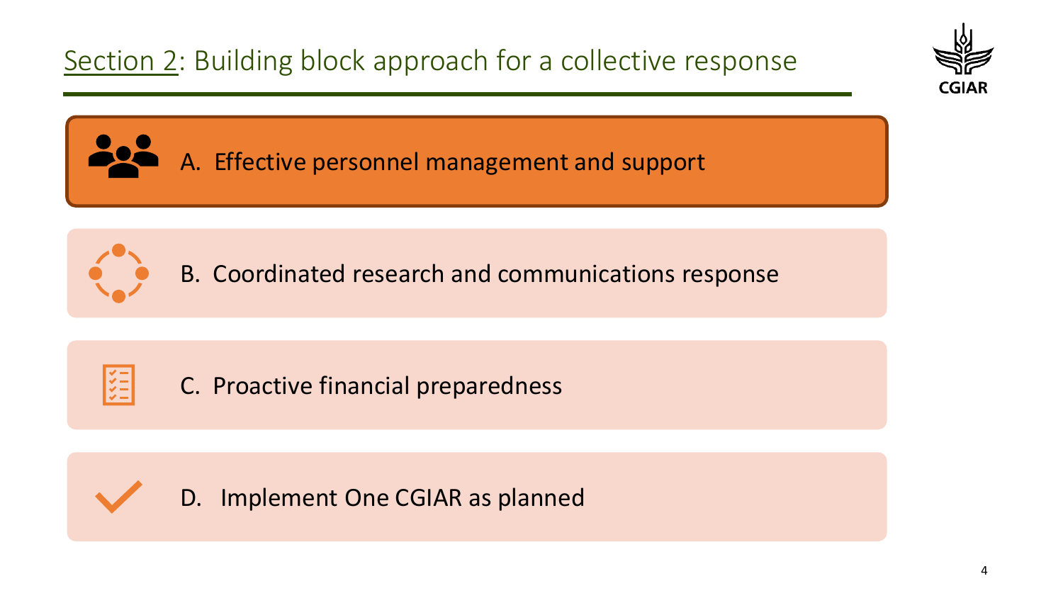# Section 2: Building block approach for a collective response

- A. Effective personnel management and support
- B. Coordinated research and communications response
- C. Proactive financial preparedness
- D. Implement One CGIAR as planned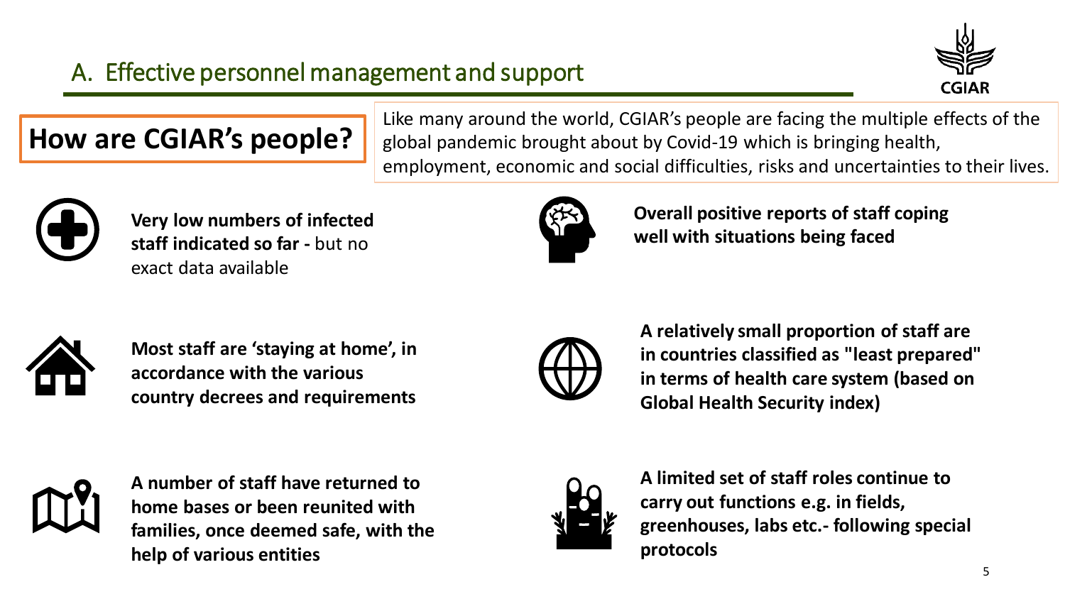## A. Effective personnel management and support

### How are CGIAR's people?

Like many around the world, CGIAR's people are facing the multiple effects of the global pandemic brought about by Covid-19 which is bringing health, employment, economic and social difficulties, risks and uncertainties to their lives.

- **Very low numbers of infected staff indicated so far -** but no exact data available
- **Overall positive reports of staff coping well with situations being faced**
- **Most staff are 'staying at home', in accordance with the various country decrees and requirements**
- **A relatively small proportion of staff are in countries classified as "least prepared" in terms of health care system (based on Global Health Security index)**
- **A number of staff have returned to home bases or been reunited with families, once deemed safe, with the help of various entities**
- **A limited set of staff roles continue to carry out functions e.g. in fields, greenhouses, labs etc.- following special protocols**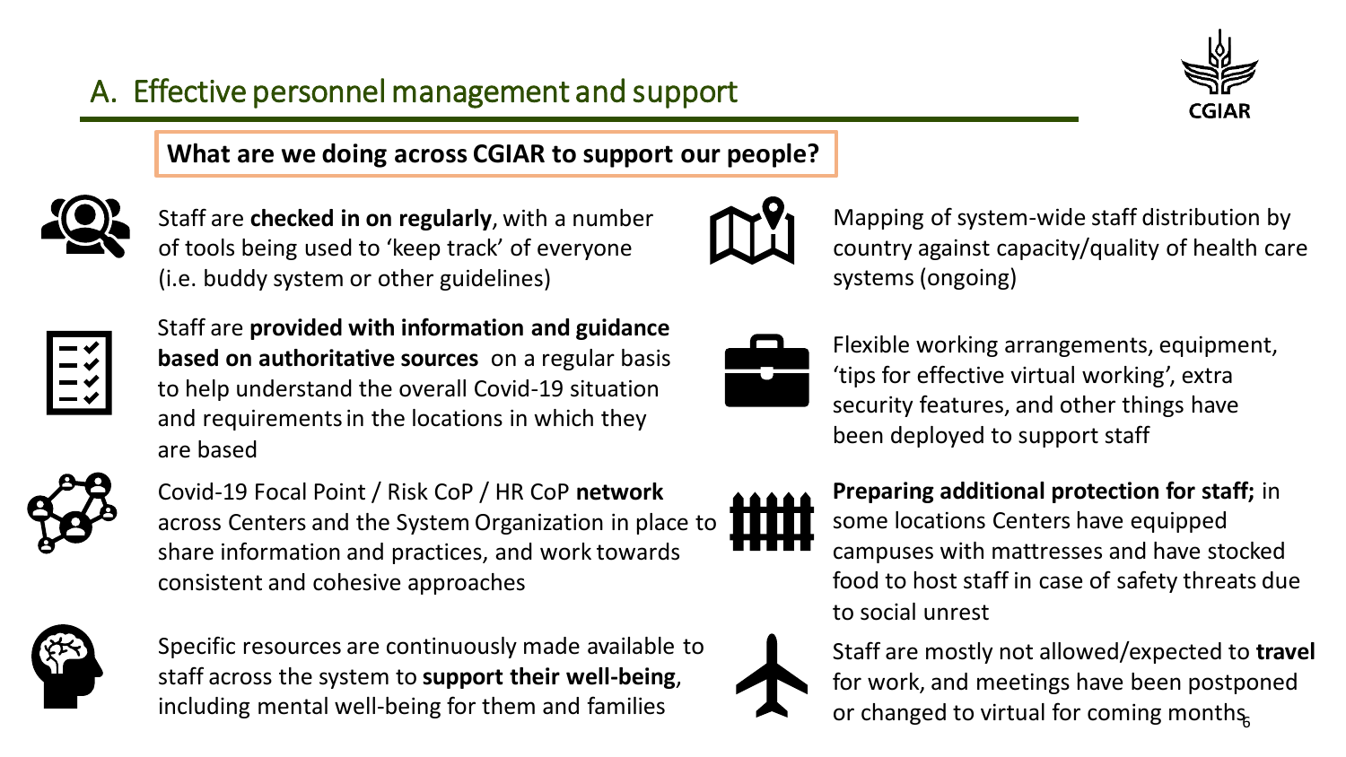## A. Effective personnel management and support

**What are we doing across CGIAR to support our people?**

- Staff are **checked in on regularly**, with a number of tools being used to 'keep track' of everyone (i.e. buddy system or other guidelines)
- Staff are **provided with information and guidance based on authoritative sources** on a regular basis to help understand the overall Covid-19 situation and requirements in the locations in which they are based
- Covid-19 Focal Point / Risk CoP / HR CoP **network** across Centers and the System Organization in place to share information and practices, and work towards consistent and cohesive approaches
- Specific resources are continuously made available to staff across the system to **support their well-being**, including mental well-being for them and families
- Mapping of system-wide staff distribution by country against capacity/quality of health care systems (ongoing)
- Flexible working arrangements, equipment, 'tips for effective virtual working', extra security features, and other things have been deployed to support staff
- **Preparing additional protection for staff;** in some locations Centers have equipped campuses with mattresses and have stocked food to host staff in case of safety threats due to social unrest
- Staff are mostly not allowed/expected to **travel** for work, and meetings have been postponed or changed to virtual for coming months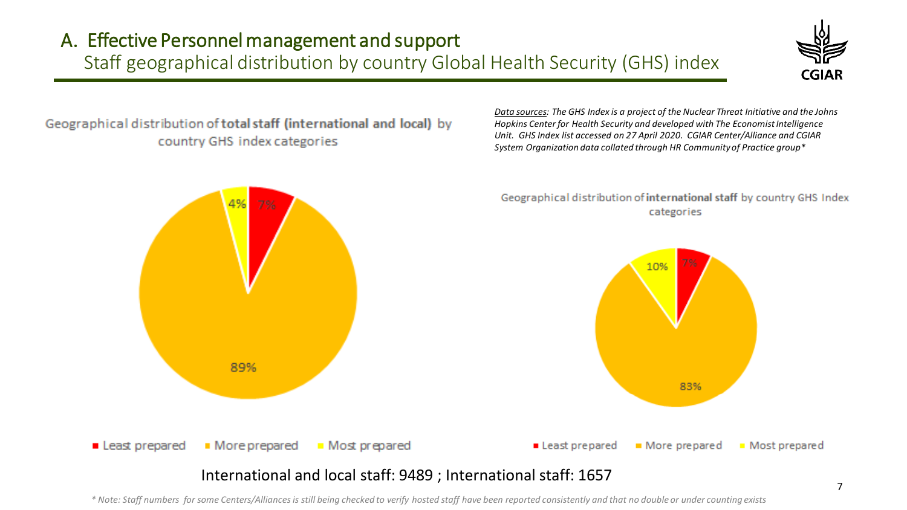# A. Effective Personnel management and support

## Staff geographical distribution by country Global Health Security (GHS) index

Geographical distribution of **total staff (international and local)** by country GHS index categories

| Category | Share |
| --- | --- |
| Least prepared | 7% |
| More prepared | 89% |
| Most prepared | 4% |

*Data sources: The GHS Index is a project of the Nuclear Threat Initiative and the Johns Hopkins Center for Health Security and developed with The Economist Intelligence Unit. GHS Index list accessed on 27 April 2020. CGIAR Center/Alliance and CGIAR System Organization data collated through HR Community of Practice group**

Geographical distribution of **international staff** by country GHS Index categories

| Category | Share |
| --- | --- |
| Least prepared | 7% |
| More prepared | 83% |
| Most prepared | 10% |

International and local staff: 9489 ; International staff: 1657

*\* Note: Staff numbers for some Centers/Alliances is still being checked to verify hosted staff have been reported consistently and that no double or under counting exists*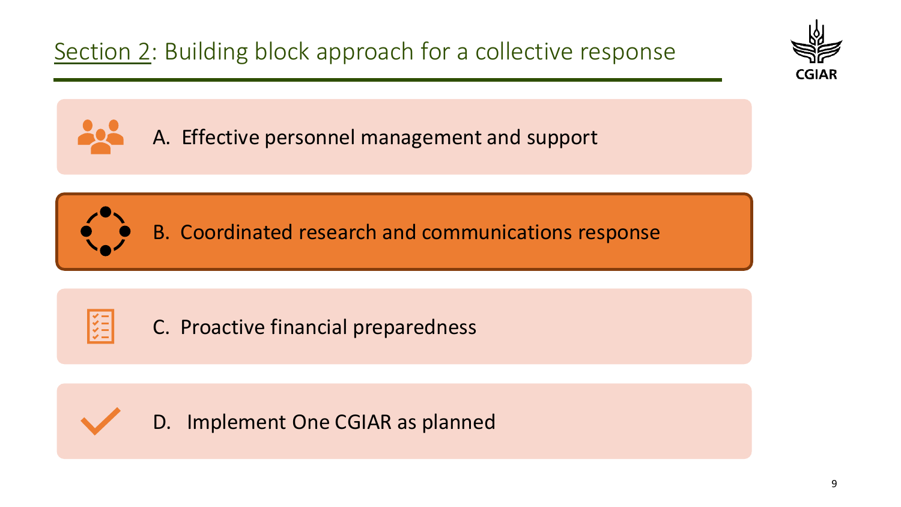# Section 2: Building block approach for a collective response

A. Effective personnel management and support

B. Coordinated research and communications response

C. Proactive financial preparedness

D. Implement One CGIAR as planned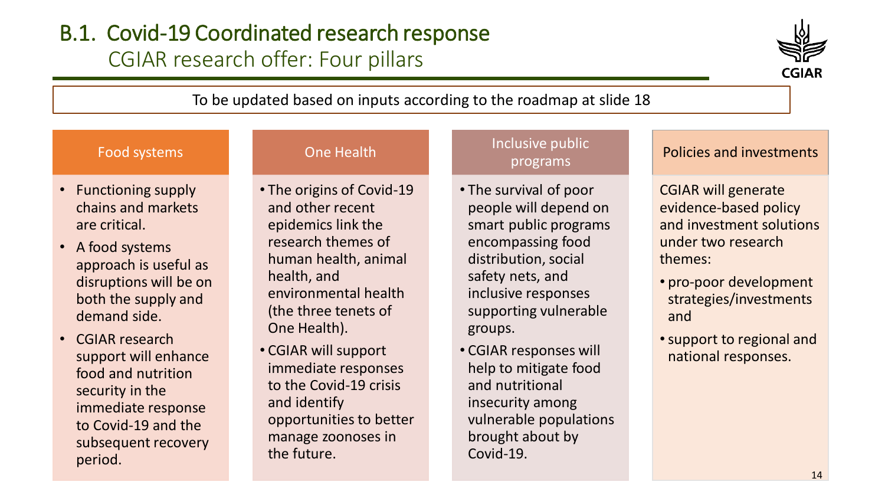# B.1. Covid-19 Coordinated research response

## CGIAR research offer: Four pillars

To be updated based on inputs according to the roadmap at slide 18

### Food systems

- Functioning supply chains and markets are critical.
- A food systems approach is useful as disruptions will be on both the supply and demand side.
- CGIAR research support will enhance food and nutrition security in the immediate response to Covid-19 and the subsequent recovery period.

### One Health

- The origins of Covid-19 and other recent epidemics link the research themes of human health, animal health, and environmental health (the three tenets of One Health).
- CGIAR will support immediate responses to the Covid-19 crisis and identify opportunities to better manage zoonoses in the future.

### Inclusive public programs

- The survival of poor people will depend on smart public programs encompassing food distribution, social safety nets, and inclusive responses supporting vulnerable groups.
- CGIAR responses will help to mitigate food and nutritional insecurity among vulnerable populations brought about by Covid-19.

### Policies and investments

CGIAR will generate evidence-based policy and investment solutions under two research themes:

- pro-poor development strategies/investments and
- support to regional and national responses.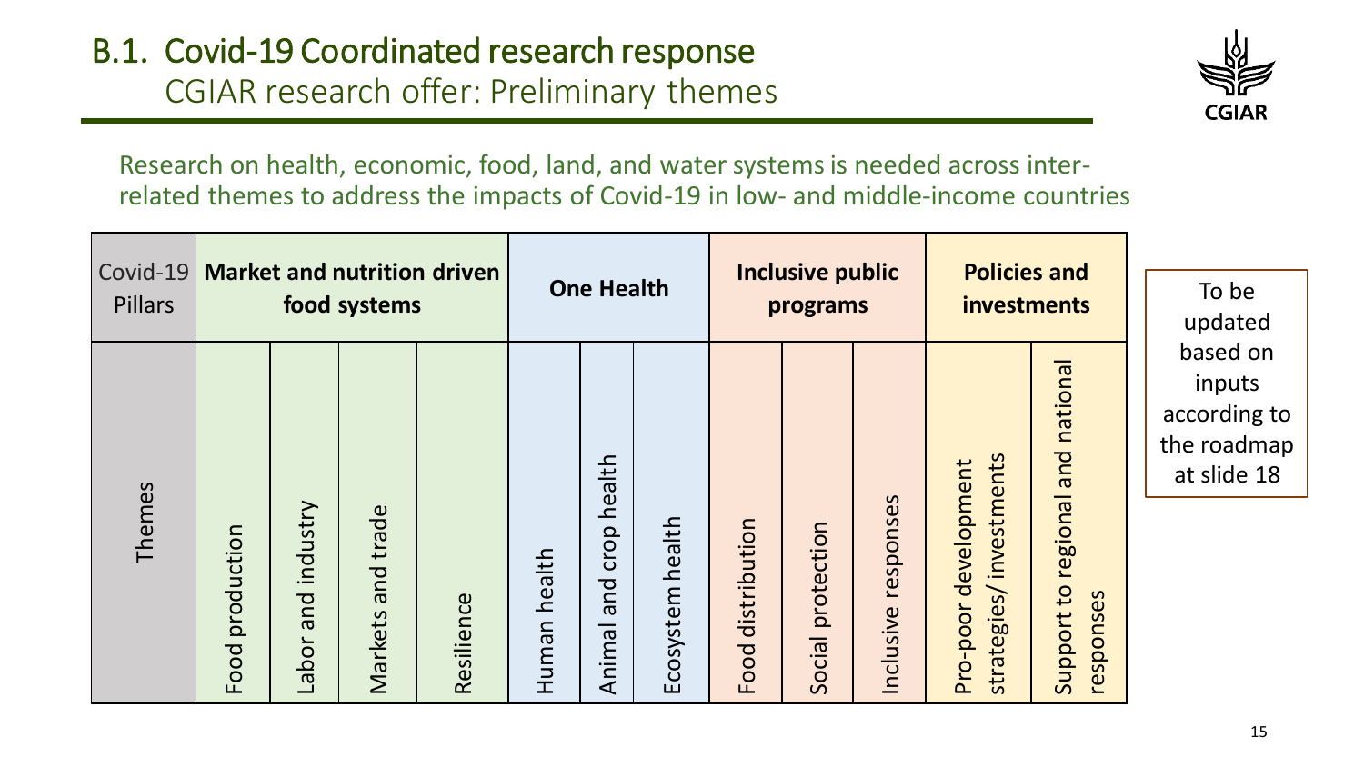# B.1. Covid-19 Coordinated research response

## CGIAR research offer: Preliminary themes

Research on health, economic, food, land, and water systems is needed across inter-related themes to address the impacts of Covid-19 in low- and middle-income countries

| Covid-19 Pillars | **Market and nutrition driven food systems** | | | | **One Health** | | | **Inclusive public programs** | | | **Policies and investments** | |
|---|---|---|---|---|---|---|---|---|---|---|---|---|
| Themes | Food production | Labor and industry | Markets and trade | Resilience | Human health | Animal and crop health | Ecosystem health | Food distribution | Social protection | Inclusive responses | Pro-poor development strategies/ investments | Support to regional and national responses |

To be updated based on inputs according to the roadmap at slide 18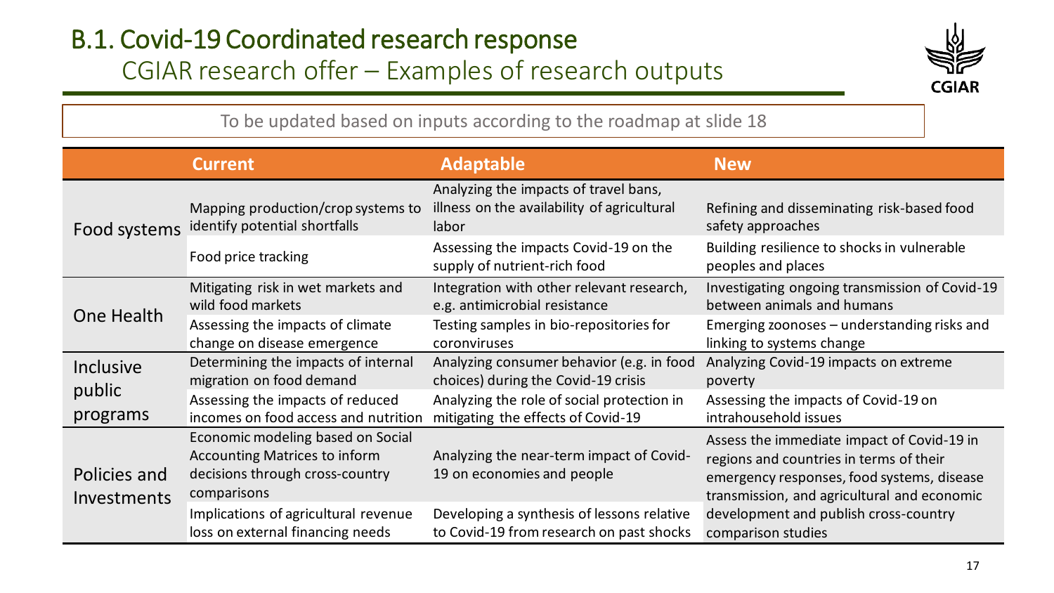# B.1. Covid-19 Coordinated research response

## CGIAR research offer – Examples of research outputs

To be updated based on inputs according to the roadmap at slide 18

| | Current | Adaptable | New |
|---|---|---|---|
| Food systems | Mapping production/crop systems to identify potential shortfalls | Analyzing the impacts of travel bans, illness on the availability of agricultural labor | Refining and disseminating risk-based food safety approaches |
| | Food price tracking | Assessing the impacts Covid-19 on the supply of nutrient-rich food | Building resilience to shocks in vulnerable peoples and places |
| One Health | Mitigating risk in wet markets and wild food markets | Integration with other relevant research, e.g. antimicrobial resistance | Investigating ongoing transmission of Covid-19 between animals and humans |
| | Assessing the impacts of climate change on disease emergence | Testing samples in bio-repositories for coronviruses | Emerging zoonoses – understanding risks and linking to systems change |
| Inclusive public programs | Determining the impacts of internal migration on food demand | Analyzing consumer behavior (e.g. in food choices) during the Covid-19 crisis | Analyzing Covid-19 impacts on extreme poverty |
| | Assessing the impacts of reduced incomes on food access and nutrition | Analyzing the role of social protection in mitigating the effects of Covid-19 | Assessing the impacts of Covid-19 on intrahousehold issues |
| Policies and Investments | Economic modeling based on Social Accounting Matrices to inform decisions through cross-country comparisons | Analyzing the near-term impact of Covid-19 on economies and people | Assess the immediate impact of Covid-19 in regions and countries in terms of their emergency responses, food systems, disease transmission, and agricultural and economic development and publish cross-country comparison studies |
| | Implications of agricultural revenue loss on external financing needs | Developing a synthesis of lessons relative to Covid-19 from research on past shocks | |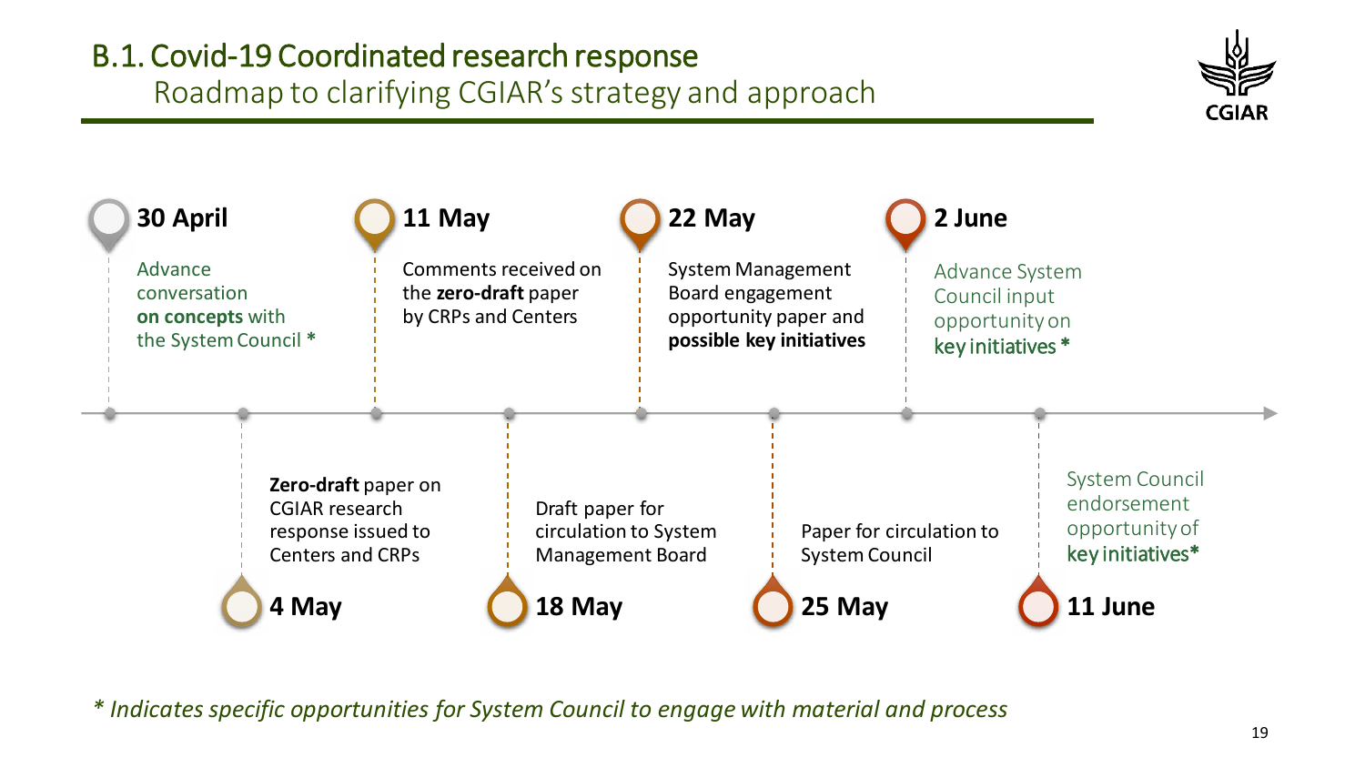# B.1. Covid-19 Coordinated research response

## Roadmap to clarifying CGIAR's strategy and approach

**30 April**
Advance conversation **on concepts** with the System Council *

**4 May**
**Zero-draft** paper on CGIAR research response issued to Centers and CRPs

**11 May**
Comments received on the **zero-draft** paper by CRPs and Centers

**18 May**
Draft paper for circulation to System Management Board

**22 May**
System Management Board engagement opportunity paper and **possible key initiatives**

**25 May**
Paper for circulation to System Council

**2 June**
Advance System Council input opportunity on key initiatives *

**11 June**
System Council endorsement opportunity of key initiatives*

*\* Indicates specific opportunities for System Council to engage with material and process*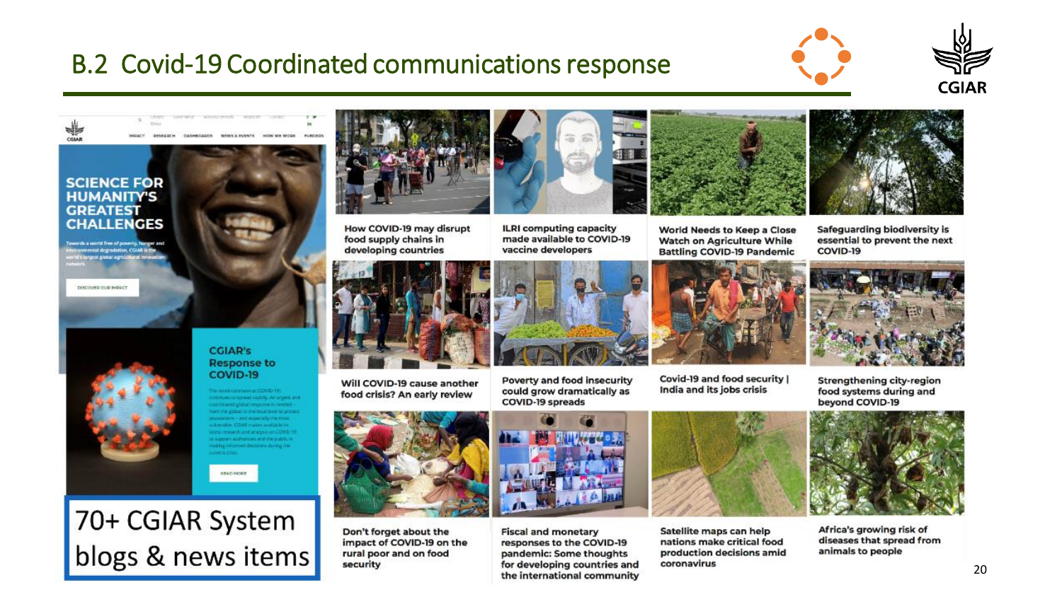# B.2 Covid-19 Coordinated communications response

**SCIENCE FOR HUMANITY'S GREATEST CHALLENGES**

**CGIAR's Response to COVID-19**

70+ CGIAR System blogs & news items

- How COVID-19 may disrupt food supply chains in developing countries
- ILRI computing capacity made available to COVID-19 vaccine developers
- World Needs to Keep a Close Watch on Agriculture While Battling COVID-19 Pandemic
- Safeguarding biodiversity is essential to prevent the next COVID-19
- Will COVID-19 cause another food crisis? An early review
- Poverty and food insecurity could grow dramatically as COVID-19 spreads
- Covid-19 and food security | India and its jobs crisis
- Strengthening city-region food systems during and beyond COVID-19
- Don't forget about the impact of COVID-19 on the rural poor and on food security
- Fiscal and monetary responses to the COVID-19 pandemic: Some thoughts for developing countries and the international community
- Satellite maps can help nations make critical food production decisions amid coronavirus
- Africa's growing risk of diseases that spread from animals to people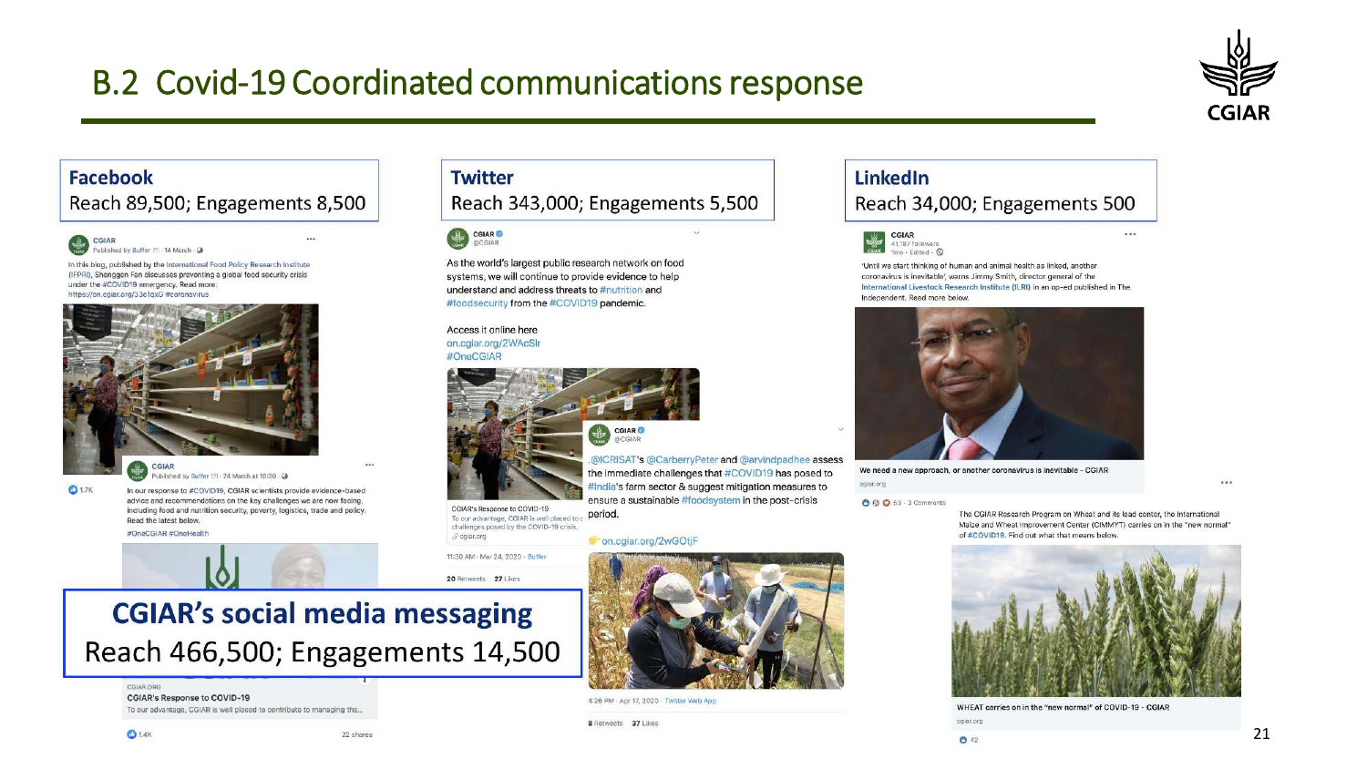# B.2 Covid-19 Coordinated communications response

**Facebook**
Reach 89,500; Engagements 8,500

CGIAR
Published by Buffer · 14 March

In this blog, published by the International Food Policy Research Institute (IFPRI), Shenggen Fan discusses preventing a global food security crisis under the #COVID19 emergency. Read more: https://on.cgiar.org/33c1qxG #coronavirus

1.7K

CGIAR
Published by Buffer · 24 March at 18:30

In our response to #COVID19, CGIAR scientists provide evidence-based advice and recommendations on the key challenges we are now facing, including food and nutrition security, poverty, logistics, trade and policy. Read the latest below.
#OneCGIAR #OneHealth

CGIAR.ORG
CGIAR's Response to COVID-19
To our advantage, CGIAR is well placed to contribute to managing the...

1.4K 22 shares

**Twitter**
Reach 343,000; Engagements 5,500

CGIAR @CGIAR

As the world's largest public research network on food systems, we will continue to provide evidence to help understand and address threats to #nutrition and #foodsecurity from the #COVID19 pandemic.

Access it online here
on.cgiar.org/2WAcSlr
#OneCGIAR

CGIAR's Response to COVID-19
To our advantage, CGIAR is well placed to c... challenges posed by the COVID-19 crisis.
cgiar.org

11:30 AM · Mar 24, 2020 · Buffer

20 Retweets 27 Likes

CGIAR @CGIAR

.@ICRISAT's @CarberryPeter and @arvindpadhee assess the immediate challenges that #COVID19 has posed to #India's farm sector & suggest mitigation measures to ensure a sustainable #foodsystem in the post-crisis period.

on.cgiar.org/2wGOtjF

4:26 PM · Apr 17, 2020 · Twitter Web App

8 Retweets 37 Likes

**LinkedIn**
Reach 34,000; Engagements 500

CGIAR
41,187 followers
1mo · Edited

'Until we start thinking of human and animal health as linked, another coronavirus is inevitable', warns Jimmy Smith, director general of the International Livestock Research Institute (ILRI) in an op-ed published in The Independent. Read more below.

We need a new approach, or another coronavirus is inevitable - CGIAR
cgiar.org

63 · 3 Comments

The CGIAR Research Program on Wheat and its lead center, the International Maize and Wheat Improvement Center (CIMMYT) carries on in the "new normal" of #COVID19. Find out what that means below.

WHEAT carries on in the "new normal" of COVID-19 - CGIAR
cgiar.org

42

**CGIAR's social media messaging**
Reach 466,500; Engagements 14,500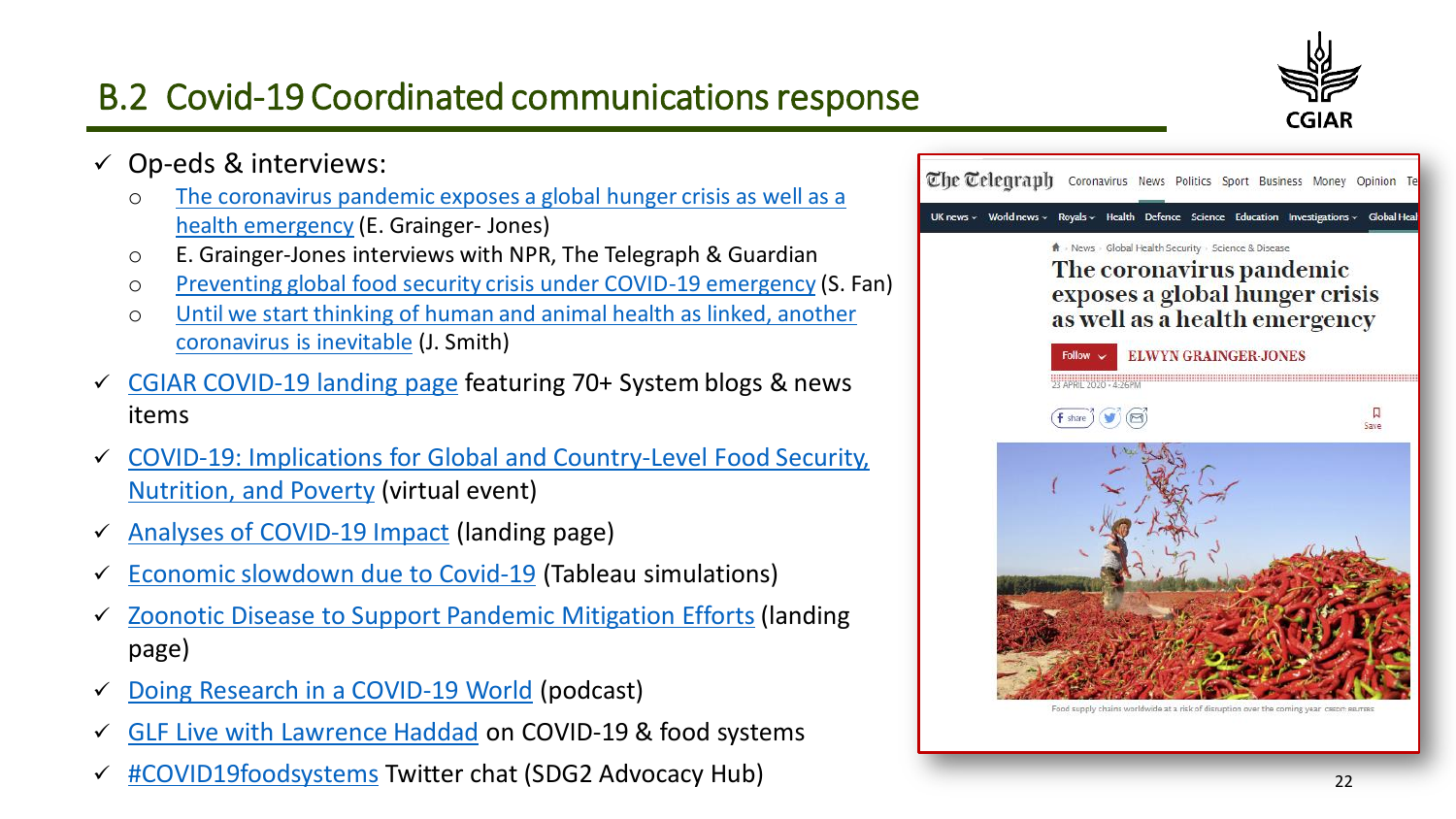## B.2 Covid-19 Coordinated communications response

- ✓ Op-eds & interviews:
  - The coronavirus pandemic exposes a global hunger crisis as well as a health emergency (E. Grainger- Jones)
  - E. Grainger-Jones interviews with NPR, The Telegraph & Guardian
  - Preventing global food security crisis under COVID-19 emergency (S. Fan)
  - Until we start thinking of human and animal health as linked, another coronavirus is inevitable (J. Smith)
- ✓ CGIAR COVID-19 landing page featuring 70+ System blogs & news items
- ✓ COVID-19: Implications for Global and Country-Level Food Security, Nutrition, and Poverty (virtual event)
- ✓ Analyses of COVID-19 Impact (landing page)
- ✓ Economic slowdown due to Covid-19 (Tableau simulations)
- ✓ Zoonotic Disease to Support Pandemic Mitigation Efforts (landing page)
- ✓ Doing Research in a COVID-19 World (podcast)
- ✓ GLF Live with Lawrence Haddad on COVID-19 & food systems
- ✓ #COVID19foodsystems Twitter chat (SDG2 Advocacy Hub)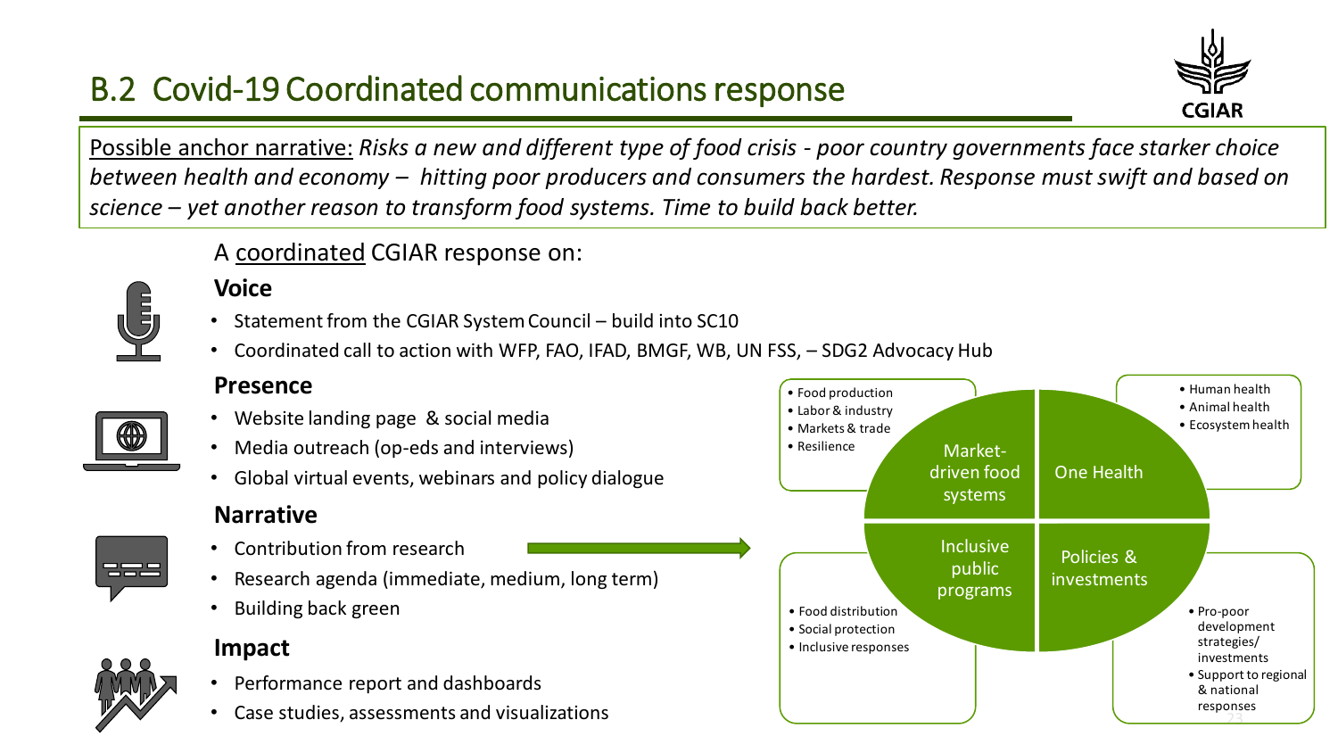## B.2 Covid-19 Coordinated communications response

Possible anchor narrative: *Risks a new and different type of food crisis - poor country governments face starker choice between health and economy – hitting poor producers and consumers the hardest. Response must swift and based on science – yet another reason to transform food systems. Time to build back better.*

A coordinated CGIAR response on:

**Voice**

- Statement from the CGIAR System Council – build into SC10
- Coordinated call to action with WFP, FAO, IFAD, BMGF, WB, UN FSS, – SDG2 Advocacy Hub

**Presence**

- Website landing page & social media
- Media outreach (op-eds and interviews)
- Global virtual events, webinars and policy dialogue

**Narrative**

- Contribution from research
- Research agenda (immediate, medium, long term)
- Building back green

**Impact**

- Performance report and dashboards
- Case studies, assessments and visualizations

Market-driven food systems
- Food production
- Labor & industry
- Markets & trade
- Resilience

One Health
- Human health
- Animal health
- Ecosystem health

Inclusive public programs
- Food distribution
- Social protection
- Inclusive responses

Policies & investments
- Pro-poor development strategies/ investments
- Support to regional & national responses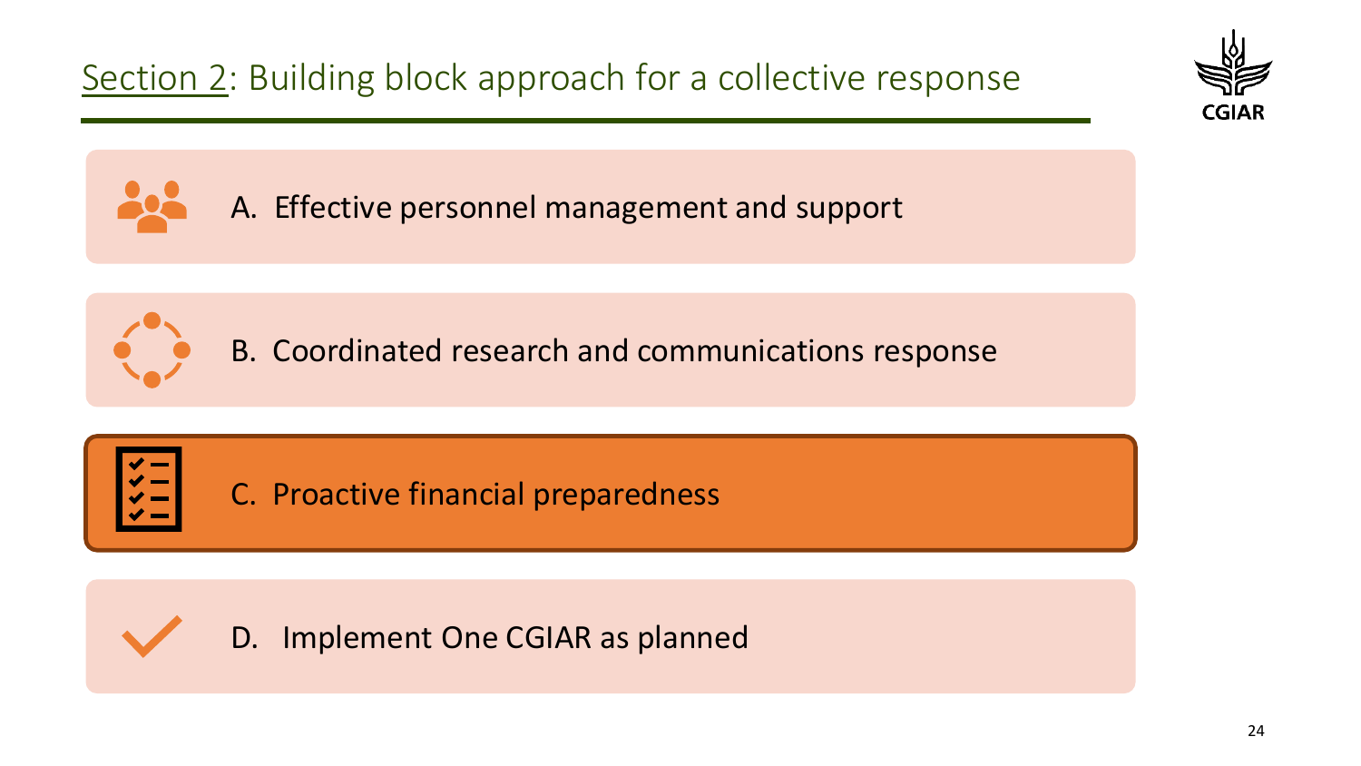# Section 2: Building block approach for a collective response

- A. Effective personnel management and support
- B. Coordinated research and communications response
- C. Proactive financial preparedness
- D. Implement One CGIAR as planned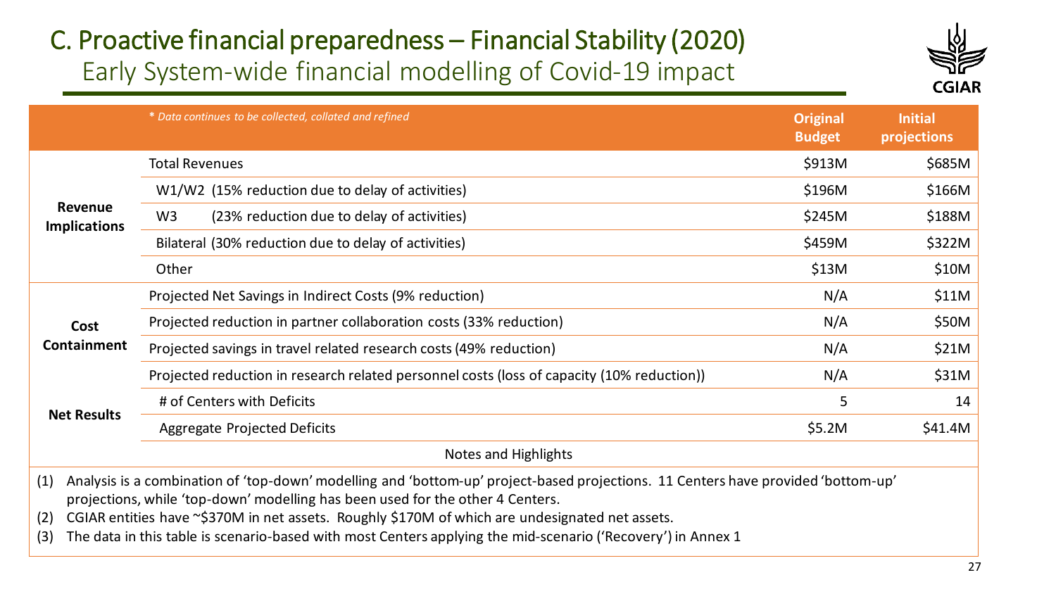# C. Proactive financial preparedness – Financial Stability (2020)

## Early System-wide financial modelling of Covid-19 impact

| | * Data continues to be collected, collated and refined | Original Budget | Initial projections |
|---|---|---|---|
| Revenue Implications | Total Revenues | \$913M | \$685M |
| | W1/W2 (15% reduction due to delay of activities) | \$196M | \$166M |
| | W3 (23% reduction due to delay of activities) | \$245M | \$188M |
| | Bilateral (30% reduction due to delay of activities) | \$459M | \$322M |
| | Other | \$13M | \$10M |
| Cost Containment | Projected Net Savings in Indirect Costs (9% reduction) | N/A | \$11M |
| | Projected reduction in partner collaboration costs (33% reduction) | N/A | \$50M |
| | Projected savings in travel related research costs (49% reduction) | N/A | \$21M |
| | Projected reduction in research related personnel costs (loss of capacity (10% reduction)) | N/A | \$31M |
| Net Results | # of Centers with Deficits | 5 | 14 |
| | Aggregate Projected Deficits | \$5.2M | \$41.4M |

Notes and Highlights

(1) Analysis is a combination of 'top-down' modelling and 'bottom-up' project-based projections. 11 Centers have provided 'bottom-up' projections, while 'top-down' modelling has been used for the other 4 Centers.

(2) CGIAR entities have ~\$370M in net assets. Roughly \$170M of which are undesignated net assets.

(3) The data in this table is scenario-based with most Centers applying the mid-scenario ('Recovery') in Annex 1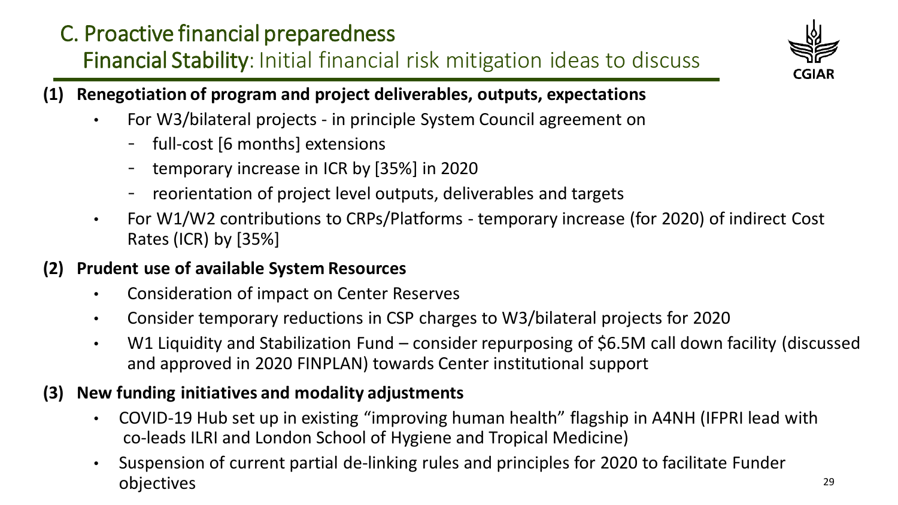# C. Proactive financial preparedness

## Financial Stability: Initial financial risk mitigation ideas to discuss

**(1) Renegotiation of program and project deliverables, outputs, expectations**

- For W3/bilateral projects - in principle System Council agreement on
  - full-cost [6 months] extensions
  - temporary increase in ICR by [35%] in 2020
  - reorientation of project level outputs, deliverables and targets
- For W1/W2 contributions to CRPs/Platforms - temporary increase (for 2020) of indirect Cost Rates (ICR) by [35%]

**(2) Prudent use of available System Resources**

- Consideration of impact on Center Reserves
- Consider temporary reductions in CSP charges to W3/bilateral projects for 2020
- W1 Liquidity and Stabilization Fund – consider repurposing of $6.5M call down facility (discussed and approved in 2020 FINPLAN) towards Center institutional support

**(3) New funding initiatives and modality adjustments**

- COVID-19 Hub set up in existing "improving human health" flagship in A4NH (IFPRI lead with co-leads ILRI and London School of Hygiene and Tropical Medicine)
- Suspension of current partial de-linking rules and principles for 2020 to facilitate Funder objectives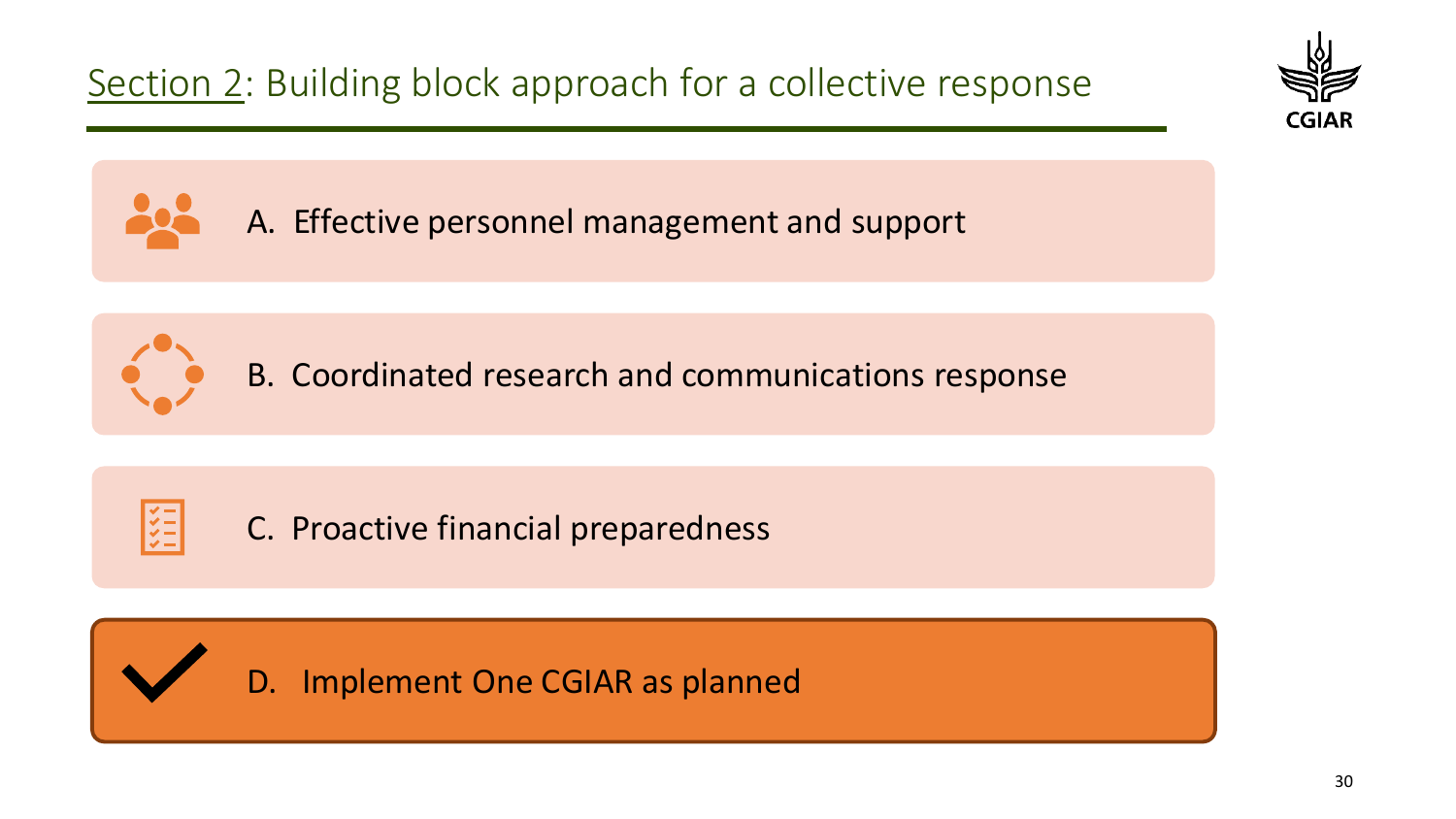# Section 2: Building block approach for a collective response

A. Effective personnel management and support

B. Coordinated research and communications response

C. Proactive financial preparedness

D. Implement One CGIAR as planned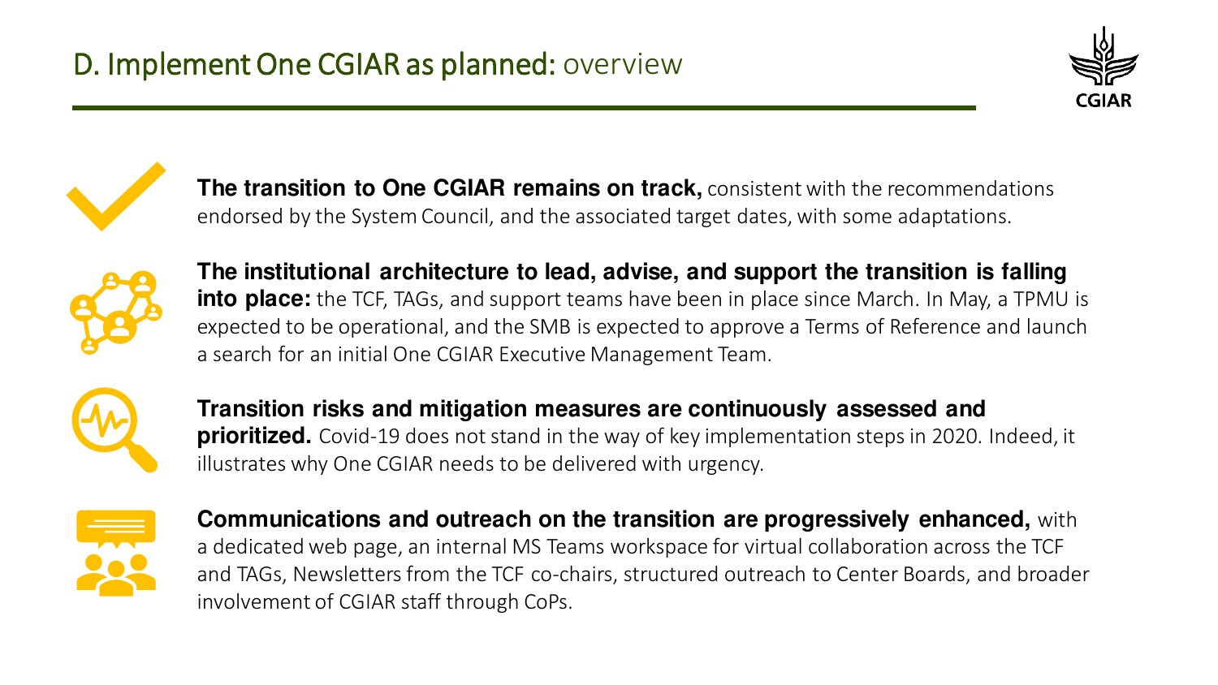# D. Implement One CGIAR as planned: overview

**The transition to One CGIAR remains on track,** consistent with the recommendations endorsed by the System Council, and the associated target dates, with some adaptations.

**The institutional architecture to lead, advise, and support the transition is falling into place:** the TCF, TAGs, and support teams have been in place since March. In May, a TPMU is expected to be operational, and the SMB is expected to approve a Terms of Reference and launch a search for an initial One CGIAR Executive Management Team.

**Transition risks and mitigation measures are continuously assessed and prioritized.** Covid-19 does not stand in the way of key implementation steps in 2020. Indeed, it illustrates why One CGIAR needs to be delivered with urgency.

**Communications and outreach on the transition are progressively enhanced,** with a dedicated web page, an internal MS Teams workspace for virtual collaboration across the TCF and TAGs, Newsletters from the TCF co-chairs, structured outreach to Center Boards, and broader involvement of CGIAR staff through CoPs.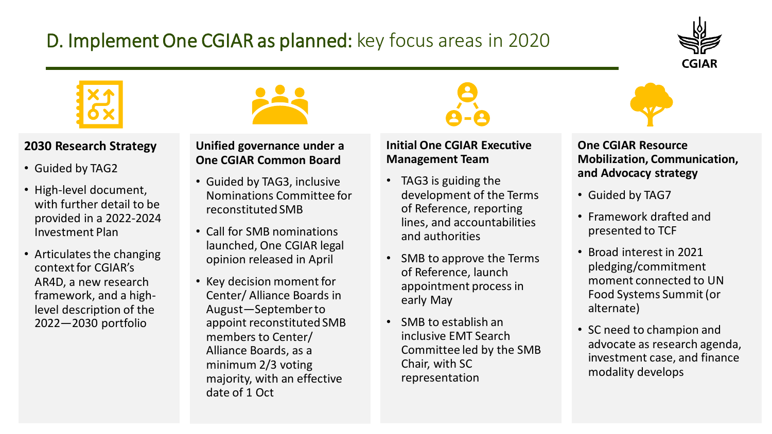# D. Implement One CGIAR as planned: key focus areas in 2020

### 2030 Research Strategy

- Guided by TAG2
- High-level document, with further detail to be provided in a 2022-2024 Investment Plan
- Articulates the changing context for CGIAR's AR4D, a new research framework, and a high-level description of the 2022—2030 portfolio

### Unified governance under a One CGIAR Common Board

- Guided by TAG3, inclusive Nominations Committee for reconstituted SMB
- Call for SMB nominations launched, One CGIAR legal opinion released in April
- Key decision moment for Center/ Alliance Boards in August—September to appoint reconstituted SMB members to Center/ Alliance Boards, as a minimum 2/3 voting majority, with an effective date of 1 Oct

### Initial One CGIAR Executive Management Team

- TAG3 is guiding the development of the Terms of Reference, reporting lines, and accountabilities and authorities
- SMB to approve the Terms of Reference, launch appointment process in early May
- SMB to establish an inclusive EMT Search Committee led by the SMB Chair, with SC representation

### One CGIAR Resource Mobilization, Communication, and Advocacy strategy

- Guided by TAG7
- Framework drafted and presented to TCF
- Broad interest in 2021 pledging/commitment moment connected to UN Food Systems Summit (or alternate)
- SC need to champion and advocate as research agenda, investment case, and finance modality develops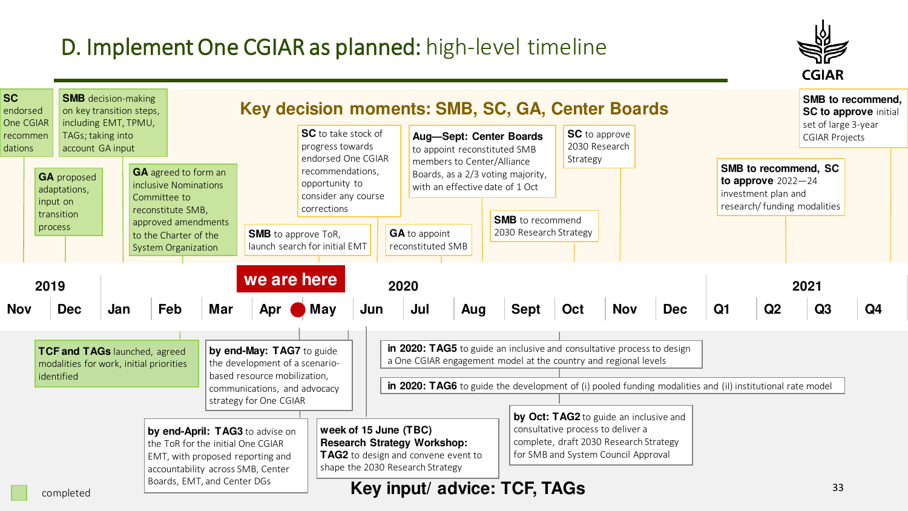# D. Implement One CGIAR as planned: high-level timeline

CGIAR

## Key decision moments: SMB, SC, GA, Center Boards

- **SC** endorsed One CGIAR recommendations
- **GA** proposed adaptations, input on transition process
- **SMB** decision-making on key transition steps, including EMT, TPMU, TAGs; taking into account GA input
- **GA** agreed to form an inclusive Nominations Committee to reconstitute SMB, approved amendments to the Charter of the System Organization
- **SMB** to approve ToR, launch search for initial EMT
- **SC** to take stock of progress towards endorsed One CGIAR recommendations, opportunity to consider any course corrections
- **GA** to appoint reconstituted SMB
- **Aug—Sept: Center Boards** to appoint reconstituted SMB members to Center/Alliance Boards, as a 2/3 voting majority, with an effective date of 1 Oct
- **SMB** to recommend 2030 Research Strategy
- **SC** to approve 2030 Research Strategy
- **SMB to recommend, SC to approve** 2022—24 investment plan and research/ funding modalities
- **SMB to recommend, SC to approve** initial set of large 3-year CGIAR Projects

**we are here** (between Apr and May 2020)

| 2019 | | 2020 | | | | | | | | | | | 2021 | | | |
|---|---|---|---|---|---|---|---|---|---|---|---|---|---|---|---|---|
| Nov | Dec | Jan | Feb | Mar | Apr | May | Jun | Jul | Aug | Sept | Oct | Nov | Dec | Q1 | Q2 | Q3 | Q4 |

## Key input/ advice: TCF, TAGs

- **TCF and TAGs** launched, agreed modalities for work, initial priorities identified
- **by end-April: TAG3** to advise on the ToR for the initial One CGIAR EMT, with proposed reporting and accountability across SMB, Center Boards, EMT, and Center DGs
- **by end-May: TAG7** to guide the development of a scenario-based resource mobilization, communications, and advocacy strategy for One CGIAR
- **week of 15 June (TBC) Research Strategy Workshop: TAG2** to design and convene event to shape the 2030 Research Strategy
- **in 2020: TAG5** to guide an inclusive and consultative process to design a One CGIAR engagement model at the country and regional levels
- **in 2020: TAG6** to guide the development of (i) pooled funding modalities and (ii) institutional rate model
- **by Oct: TAG2** to guide an inclusive and consultative process to deliver a complete, draft 2030 Research Strategy for SMB and System Council Approval

completed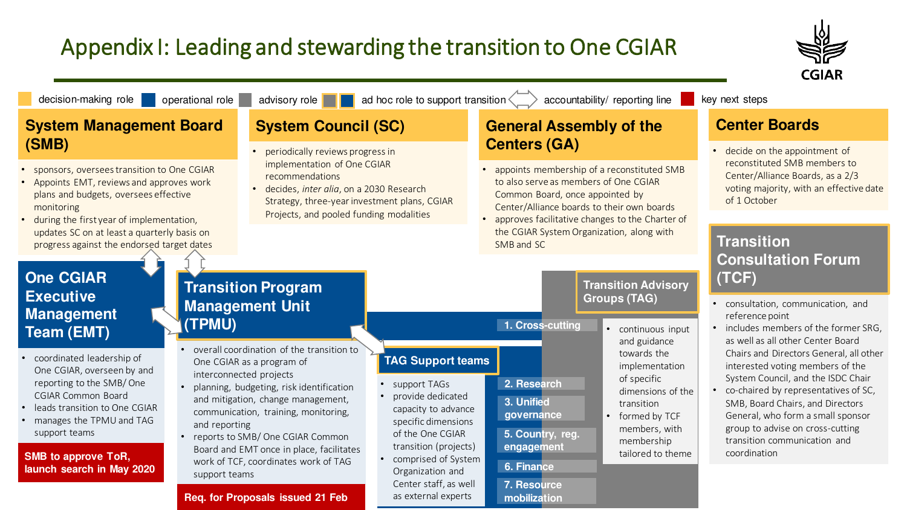# Appendix I: Leading and stewarding the transition to One CGIAR

decision-making role | operational role | advisory role | ad hoc role to support transition | accountability/ reporting line | key next steps

## System Management Board (SMB)

- sponsors, oversees transition to One CGIAR
- Appoints EMT, reviews and approves work plans and budgets, oversees effective monitoring
- during the first year of implementation, updates SC on at least a quarterly basis on progress against the endorsed target dates

## System Council (SC)

- periodically reviews progress in implementation of One CGIAR recommendations
- decides, *inter alia*, on a 2030 Research Strategy, three-year investment plans, CGIAR Projects, and pooled funding modalities

## General Assembly of the Centers (GA)

- appoints membership of a reconstituted SMB to also serve as members of One CGIAR Common Board, once appointed by Center/Alliance boards to their own boards
- approves facilitative changes to the Charter of the CGIAR System Organization, along with SMB and SC

## Center Boards

- decide on the appointment of reconstituted SMB members to Center/Alliance Boards, as a 2/3 voting majority, with an effective date of 1 October

## One CGIAR Executive Management Team (EMT)

- coordinated leadership of One CGIAR, overseen by and reporting to the SMB/ One CGIAR Common Board
- leads transition to One CGIAR
- manages the TPMU and TAG support teams

**SMB to approve ToR, launch search in May 2020**

## Transition Program Management Unit (TPMU)

- overall coordination of the transition to One CGIAR as a program of interconnected projects
- planning, budgeting, risk identification and mitigation, change management, communication, training, monitoring, and reporting
- reports to SMB/ One CGIAR Common Board and EMT once in place, facilitates work of TCF, coordinates work of TAG support teams

**Req. for Proposals issued 21 Feb**

## TAG Support teams

- support TAGs
- provide dedicated capacity to advance specific dimensions of the One CGIAR transition (projects)
- comprised of System Organization and Center staff, as well as external experts

## Transition Advisory Groups (TAG)

1. Cross-cutting
2. Research
3. Unified governance
5. Country, reg. engagement
6. Finance
7. Resource mobilization

- continuous input and guidance towards the implementation of specific dimensions of the transition
- formed by TCF members, with membership tailored to the theme

## Transition Consultation Forum (TCF)

- consultation, communication, and reference point
- includes members of the former SRG, as well as all other Center Board Chairs and Directors General, all other interested voting members of the System Council, and the ISDC Chair
- co-chaired by representatives of SC, SMB, Board Chairs, and Directors General, who form a small sponsor group to advise on cross-cutting transition communication and coordination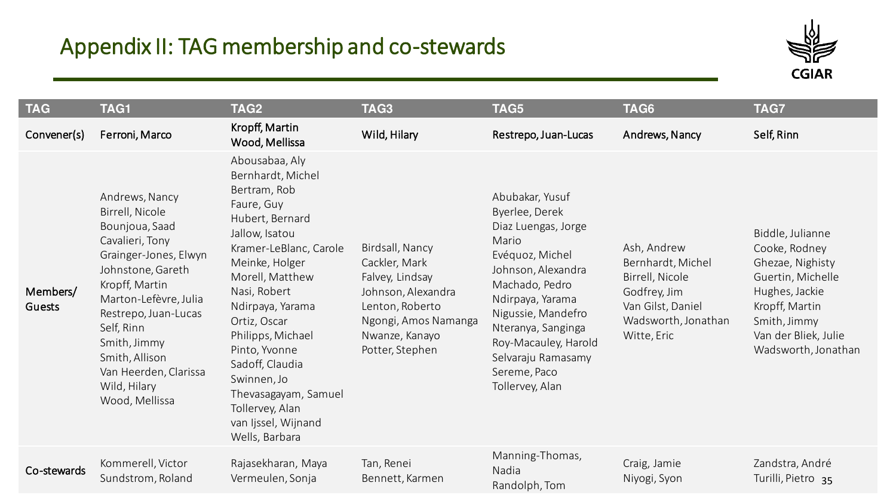# Appendix II: TAG membership and co-stewards

| TAG | TAG1 | TAG2 | TAG3 | TAG5 | TAG6 | TAG7 |
|---|---|---|---|---|---|---|
| Convener(s) | Ferroni, Marco | Kropff, Martin<br>Wood, Mellissa | Wild, Hilary | Restrepo, Juan-Lucas | Andrews, Nancy | Self, Rinn |
| Members/ Guests | Andrews, Nancy<br>Birrell, Nicole<br>Bounjoua, Saad<br>Cavalieri, Tony<br>Grainger-Jones, Elwyn<br>Johnstone, Gareth<br>Kropff, Martin<br>Marton-Lefèvre, Julia<br>Restrepo, Juan-Lucas<br>Self, Rinn<br>Smith, Jimmy<br>Smith, Allison<br>Van Heerden, Clarissa<br>Wild, Hilary<br>Wood, Mellissa | Abousabaa, Aly<br>Bernhardt, Michel<br>Bertram, Rob<br>Faure, Guy<br>Hubert, Bernard<br>Jallow, Isatou<br>Kramer-LeBlanc, Carole<br>Meinke, Holger<br>Morell, Matthew<br>Nasi, Robert<br>Ndirpaya, Yarama<br>Ortiz, Oscar<br>Philipps, Michael<br>Pinto, Yvonne<br>Sadoff, Claudia<br>Swinnen, Jo<br>Thevasagayam, Samuel<br>Tollervey, Alan<br>van Ijssel, Wijnand<br>Wells, Barbara | Birdsall, Nancy<br>Cackler, Mark<br>Falvey, Lindsay<br>Johnson, Alexandra<br>Lenton, Roberto<br>Ngongi, Amos Namanga<br>Nwanze, Kanayo<br>Potter, Stephen | Abubakar, Yusuf<br>Byerlee, Derek<br>Diaz Luengas, Jorge Mario<br>Evéquoz, Michel<br>Johnson, Alexandra<br>Machado, Pedro<br>Ndirpaya, Yarama<br>Nigussie, Mandefro<br>Nteranya, Sanginga<br>Roy-Macauley, Harold<br>Selvaraju Ramasamy<br>Sereme, Paco<br>Tollervey, Alan | Ash, Andrew<br>Bernhardt, Michel<br>Birrell, Nicole<br>Godfrey, Jim<br>Van Gilst, Daniel<br>Wadsworth, Jonathan<br>Witte, Eric | Biddle, Julianne<br>Cooke, Rodney<br>Ghezae, Nighisty<br>Guertin, Michelle<br>Hughes, Jackie<br>Kropff, Martin<br>Smith, Jimmy<br>Van der Bliek, Julie<br>Wadsworth, Jonathan |
| Co-stewards | Kommerell, Victor<br>Sundstrom, Roland | Rajasekharan, Maya<br>Vermeulen, Sonja | Tan, Renei<br>Bennett, Karmen | Manning-Thomas, Nadia<br>Randolph, Tom | Craig, Jamie<br>Niyogi, Syon | Zandstra, André<br>Turilli, Pietro |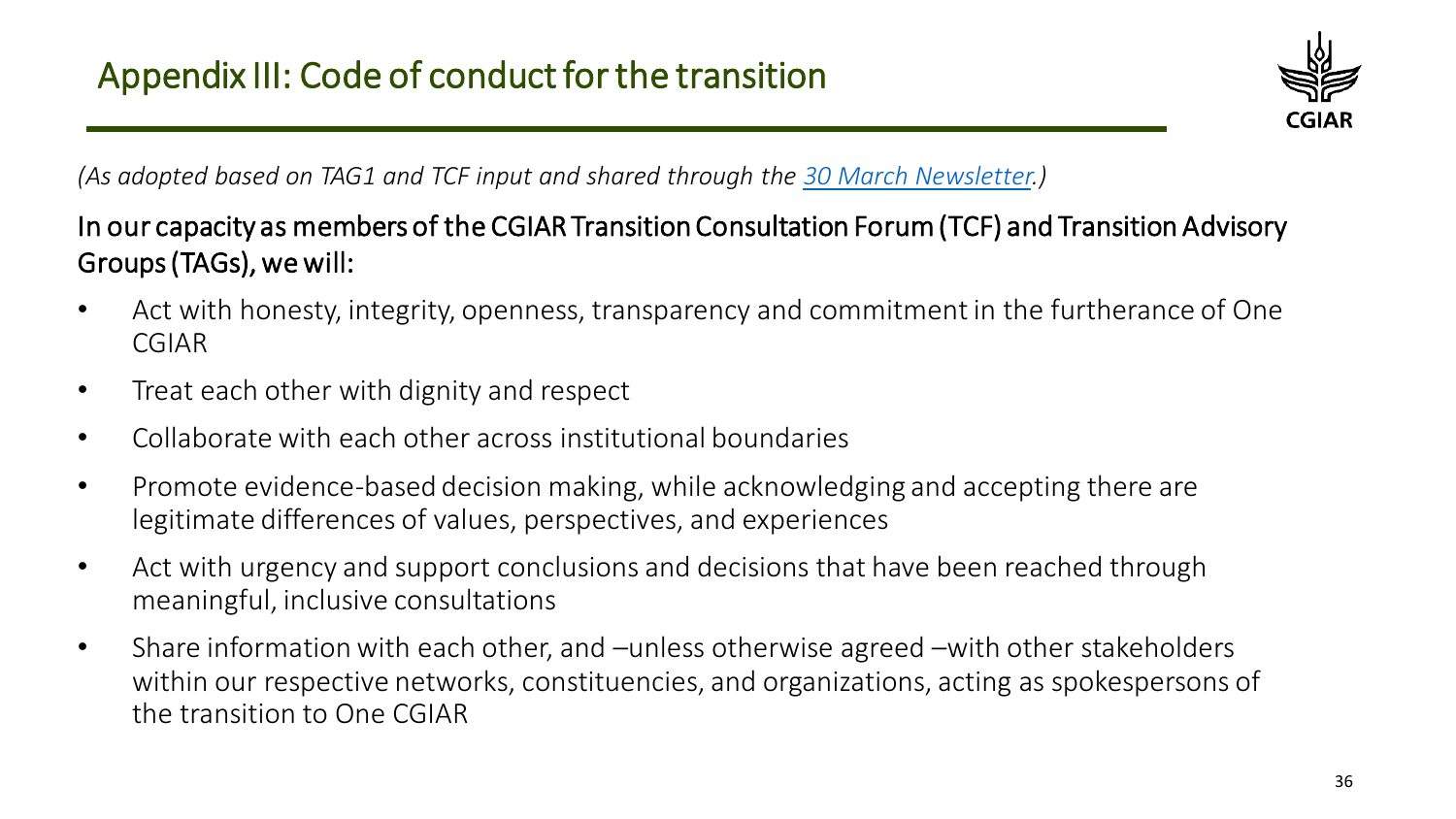# Appendix III: Code of conduct for the transition

*(As adopted based on TAG1 and TCF input and shared through the [30 March Newsletter](30 March Newsletter).)*

In our capacity as members of the CGIAR Transition Consultation Forum (TCF) and Transition Advisory Groups (TAGs), we will:

- Act with honesty, integrity, openness, transparency and commitment in the furtherance of One CGIAR
- Treat each other with dignity and respect
- Collaborate with each other across institutional boundaries
- Promote evidence-based decision making, while acknowledging and accepting there are legitimate differences of values, perspectives, and experiences
- Act with urgency and support conclusions and decisions that have been reached through meaningful, inclusive consultations
- Share information with each other, and –unless otherwise agreed –with other stakeholders within our respective networks, constituencies, and organizations, acting as spokespersons of the transition to One CGIAR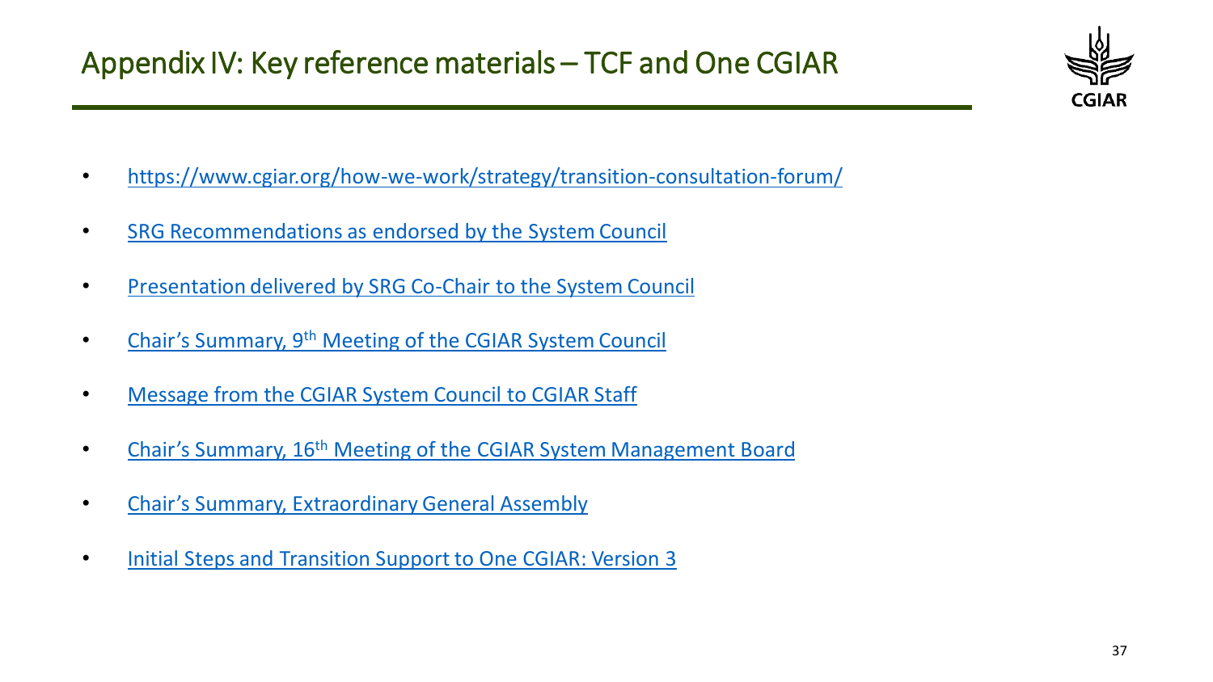# Appendix IV: Key reference materials – TCF and One CGIAR

- https://www.cgiar.org/how-we-work/strategy/transition-consultation-forum/
- SRG Recommendations as endorsed by the System Council
- Presentation delivered by SRG Co-Chair to the System Council
- Chair's Summary, 9th Meeting of the CGIAR System Council
- Message from the CGIAR System Council to CGIAR Staff
- Chair's Summary, 16th Meeting of the CGIAR System Management Board
- Chair's Summary, Extraordinary General Assembly
- Initial Steps and Transition Support to One CGIAR: Version 3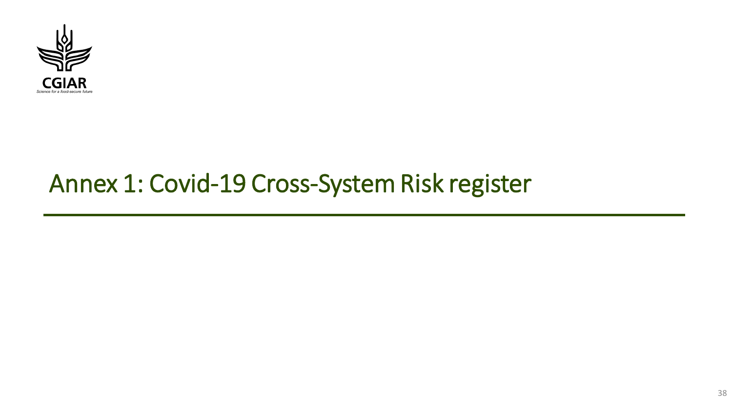# Annex 1: Covid-19 Cross-System Risk register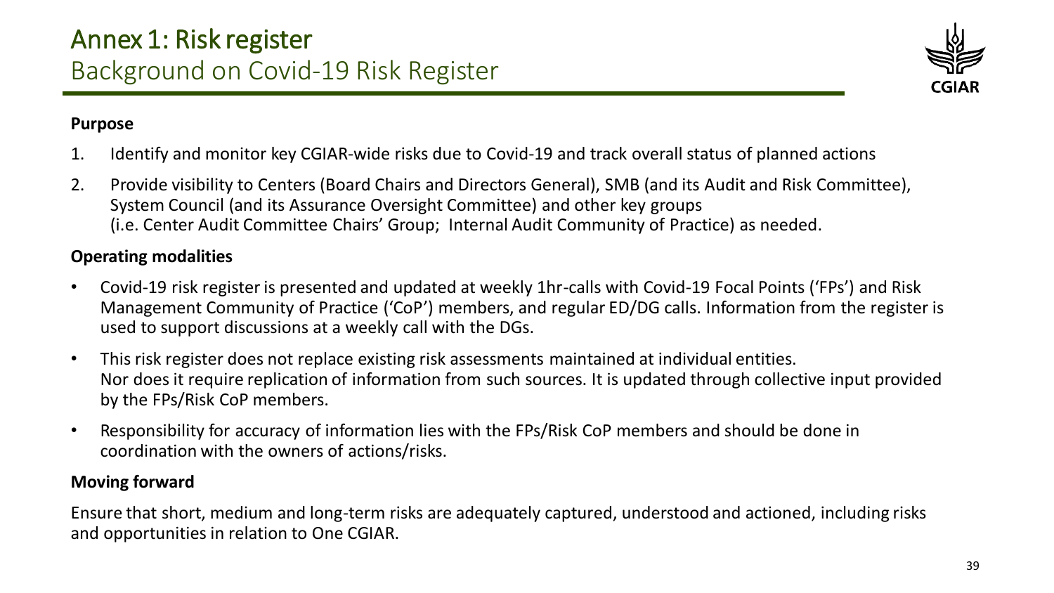# Annex 1: Risk register
## Background on Covid-19 Risk Register

**Purpose**

1. Identify and monitor key CGIAR-wide risks due to Covid-19 and track overall status of planned actions
2. Provide visibility to Centers (Board Chairs and Directors General), SMB (and its Audit and Risk Committee), System Council (and its Assurance Oversight Committee) and other key groups (i.e. Center Audit Committee Chairs' Group; Internal Audit Community of Practice) as needed.

**Operating modalities**

- Covid-19 risk register is presented and updated at weekly 1hr-calls with Covid-19 Focal Points ('FPs') and Risk Management Community of Practice ('CoP') members, and regular ED/DG calls. Information from the register is used to support discussions at a weekly call with the DGs.
- This risk register does not replace existing risk assessments maintained at individual entities. Nor does it require replication of information from such sources. It is updated through collective input provided by the FPs/Risk CoP members.
- Responsibility for accuracy of information lies with the FPs/Risk CoP members and should be done in coordination with the owners of actions/risks.

**Moving forward**

Ensure that short, medium and long-term risks are adequately captured, understood and actioned, including risks and opportunities in relation to One CGIAR.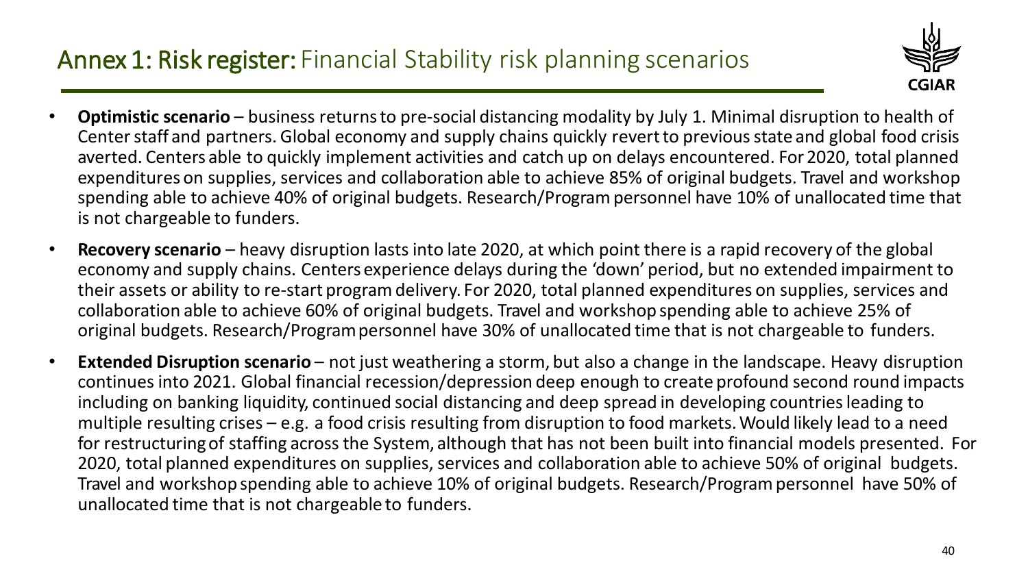# Annex 1: Risk register: Financial Stability risk planning scenarios

- **Optimistic scenario** – business returns to pre-social distancing modality by July 1. Minimal disruption to health of Center staff and partners. Global economy and supply chains quickly revert to previous state and global food crisis averted. Centers able to quickly implement activities and catch up on delays encountered. For 2020, total planned expenditures on supplies, services and collaboration able to achieve 85% of original budgets. Travel and workshop spending able to achieve 40% of original budgets. Research/Program personnel have 10% of unallocated time that is not chargeable to funders.
- **Recovery scenario** – heavy disruption lasts into late 2020, at which point there is a rapid recovery of the global economy and supply chains. Centers experience delays during the 'down' period, but no extended impairment to their assets or ability to re-start program delivery. For 2020, total planned expenditures on supplies, services and collaboration able to achieve 60% of original budgets. Travel and workshop spending able to achieve 25% of original budgets. Research/Program personnel have 30% of unallocated time that is not chargeable to funders.
- **Extended Disruption scenario** – not just weathering a storm, but also a change in the landscape. Heavy disruption continues into 2021. Global financial recession/depression deep enough to create profound second round impacts including on banking liquidity, continued social distancing and deep spread in developing countries leading to multiple resulting crises – e.g. a food crisis resulting from disruption to food markets. Would likely lead to a need for restructuring of staffing across the System, although that has not been built into financial models presented. For 2020, total planned expenditures on supplies, services and collaboration able to achieve 50% of original budgets. Travel and workshop spending able to achieve 10% of original budgets. Research/Program personnel have 50% of unallocated time that is not chargeable to funders.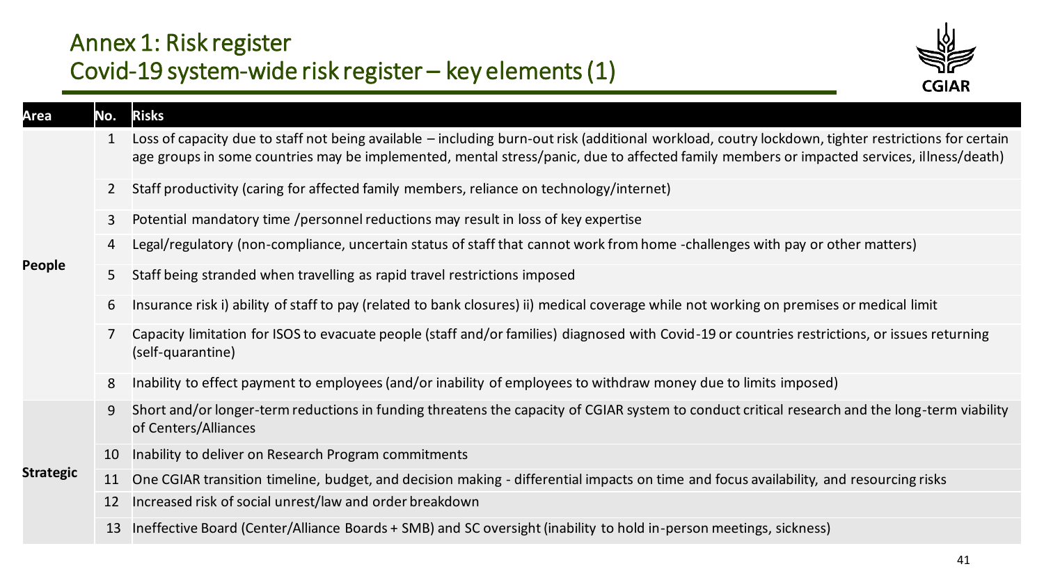# Annex 1: Risk register
## Covid-19 system-wide risk register – key elements (1)

| Area | No. | Risks |
|---|---|---|
| People | 1 | Loss of capacity due to staff not being available – including burn-out risk (additional workload, coutry lockdown, tighter restrictions for certain age groups in some countries may be implemented, mental stress/panic, due to affected family members or impacted services, illness/death) |
| | 2 | Staff productivity (caring for affected family members, reliance on technology/internet) |
| | 3 | Potential mandatory time /personnel reductions may result in loss of key expertise |
| | 4 | Legal/regulatory (non-compliance, uncertain status of staff that cannot work from home -challenges with pay or other matters) |
| | 5 | Staff being stranded when travelling as rapid travel restrictions imposed |
| | 6 | Insurance risk i) ability of staff to pay (related to bank closures) ii) medical coverage while not working on premises or medical limit |
| | 7 | Capacity limitation for ISOS to evacuate people (staff and/or families) diagnosed with Covid-19 or countries restrictions, or issues returning (self-quarantine) |
| | 8 | Inability to effect payment to employees (and/or inability of employees to withdraw money due to limits imposed) |
| Strategic | 9 | Short and/or longer-term reductions in funding threatens the capacity of CGIAR system to conduct critical research and the long-term viability of Centers/Alliances |
| | 10 | Inability to deliver on Research Program commitments |
| | 11 | One CGIAR transition timeline, budget, and decision making - differential impacts on time and focus availability, and resourcing risks |
| | 12 | Increased risk of social unrest/law and order breakdown |
| | 13 | Ineffective Board (Center/Alliance Boards + SMB) and SC oversight (inability to hold in-person meetings, sickness) |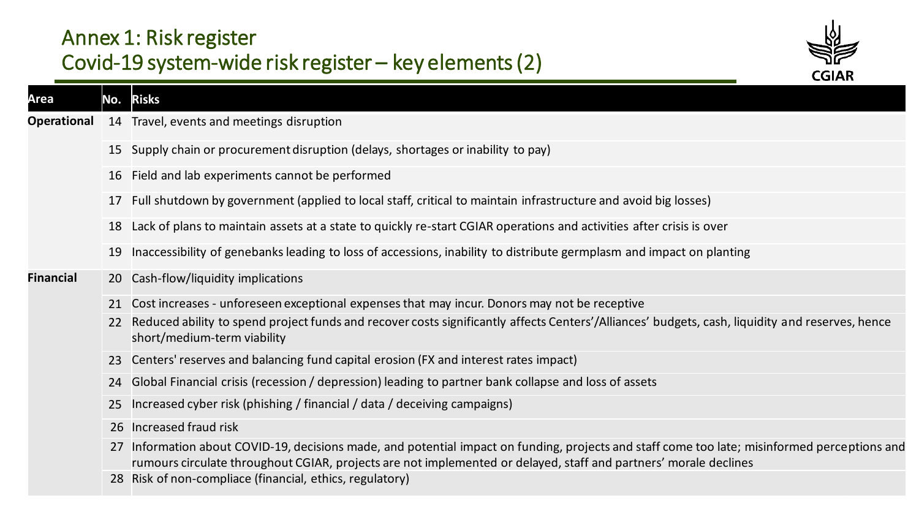# Annex 1: Risk register

## Covid-19 system-wide risk register – key elements (2)

| Area | No. | Risks |
|---|---|---|
| **Operational** | 14 | Travel, events and meetings disruption |
| | 15 | Supply chain or procurement disruption (delays, shortages or inability to pay) |
| | 16 | Field and lab experiments cannot be performed |
| | 17 | Full shutdown by government (applied to local staff, critical to maintain infrastructure and avoid big losses) |
| | 18 | Lack of plans to maintain assets at a state to quickly re-start CGIAR operations and activities after crisis is over |
| | 19 | Inaccessibility of genebanks leading to loss of accessions, inability to distribute germplasm and impact on planting |
| **Financial** | 20 | Cash-flow/liquidity implications |
| | 21 | Cost increases - unforeseen exceptional expenses that may incur. Donors may not be receptive |
| | 22 | Reduced ability to spend project funds and recover costs significantly affects Centers'/Alliances' budgets, cash, liquidity and reserves, hence short/medium-term viability |
| | 23 | Centers' reserves and balancing fund capital erosion (FX and interest rates impact) |
| | 24 | Global Financial crisis (recession / depression) leading to partner bank collapse and loss of assets |
| | 25 | Increased cyber risk (phishing / financial / data / deceiving campaigns) |
| | 26 | Increased fraud risk |
| | 27 | Information about COVID-19, decisions made, and potential impact on funding, projects and staff come too late; misinformed perceptions and rumours circulate throughout CGIAR, projects are not implemented or delayed, staff and partners' morale declines |
| | 28 | Risk of non-compliace (financial, ethics, regulatory) |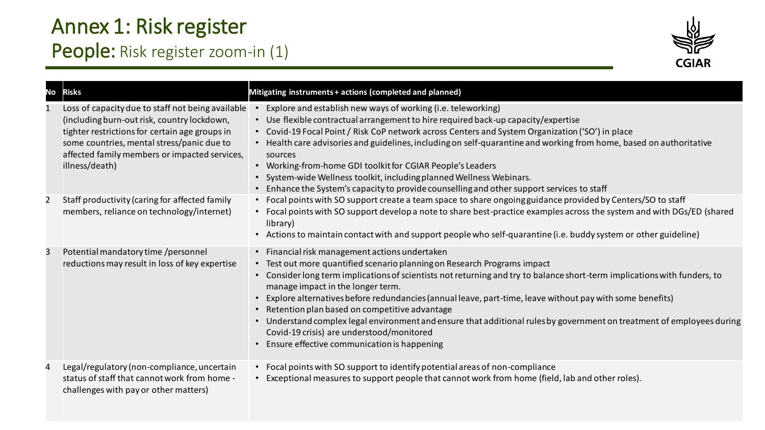# Annex 1: Risk register

## People: Risk register zoom-in (1)

| No | Risks | Mitigating instruments + actions (completed and planned) |
|---|---|---|
| 1 | Loss of capacity due to staff not being available (including burn-out risk, country lockdown, tighter restrictions for certain age groups in some countries, mental stress/panic due to affected family members or impacted services, illness/death) | • Explore and establish new ways of working (i.e. teleworking)<br>• Use flexible contractual arrangement to hire required back-up capacity/expertise<br>• Covid-19 Focal Point / Risk CoP network across Centers and System Organization ('SO') in place<br>• Health care advisories and guidelines, including on self-quarantine and working from home, based on authoritative sources<br>• Working-from-home GDI toolkit for CGIAR People's Leaders<br>• System-wide Wellness toolkit, including planned Wellness Webinars.<br>• Enhance the System's capacity to provide counselling and other support services to staff |
| 2 | Staff productivity (caring for affected family members, reliance on technology/internet) | • Focal points with SO support create a team space to share ongoing guidance provided by Centers/SO to staff<br>• Focal points with SO support develop a note to share best-practice examples across the system and with DGs/ED (shared library)<br>• Actions to maintain contact with and support people who self-quarantine (i.e. buddy system or other guideline) |
| 3 | Potential mandatory time /personnel reductions may result in loss of key expertise | • Financial risk management actions undertaken<br>• Test out more quantified scenario planning on Research Programs impact<br>• Consider long term implications of scientists not returning and try to balance short-term implications with funders, to manage impact in the longer term.<br>• Explore alternatives before redundancies (annual leave, part-time, leave without pay with some benefits)<br>• Retention plan based on competitive advantage<br>• Understand complex legal environment and ensure that additional rules by government on treatment of employees during Covid-19 crisis) are understood/monitored<br>• Ensure effective communication is happening |
| 4 | Legal/regulatory (non-compliance, uncertain status of staff that cannot work from home - challenges with pay or other matters) | • Focal points with SO support to identify potential areas of non-compliance<br>• Exceptional measures to support people that cannot work from home (field, lab and other roles). |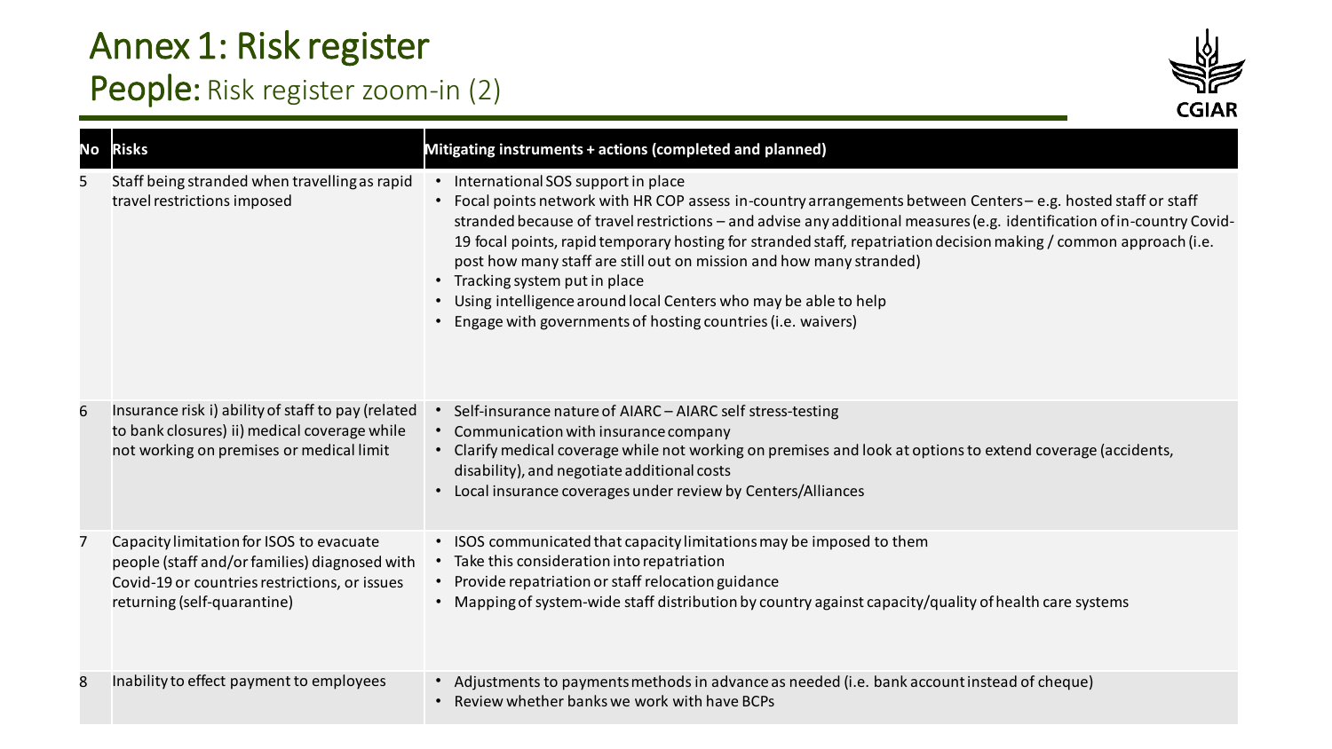# Annex 1: Risk register

## People: Risk register zoom-in (2)

| No | Risks | Mitigating instruments + actions (completed and planned) |
|---|---|---|
| 5 | Staff being stranded when travelling as rapid travel restrictions imposed | • International SOS support in place<br>• Focal points network with HR COP assess in-country arrangements between Centers – e.g. hosted staff or staff stranded because of travel restrictions – and advise any additional measures (e.g. identification of in-country Covid-19 focal points, rapid temporary hosting for stranded staff, repatriation decision making / common approach (i.e. post how many staff are still out on mission and how many stranded)<br>• Tracking system put in place<br>• Using intelligence around local Centers who may be able to help<br>• Engage with governments of hosting countries (i.e. waivers) |
| 6 | Insurance risk i) ability of staff to pay (related to bank closures) ii) medical coverage while not working on premises or medical limit | • Self-insurance nature of AIARC – AIARC self stress-testing<br>• Communication with insurance company<br>• Clarify medical coverage while not working on premises and look at options to extend coverage (accidents, disability), and negotiate additional costs<br>• Local insurance coverages under review by Centers/Alliances |
| 7 | Capacity limitation for ISOS to evacuate people (staff and/or families) diagnosed with Covid-19 or countries restrictions, or issues returning (self-quarantine) | • ISOS communicated that capacity limitations may be imposed to them<br>• Take this consideration into repatriation<br>• Provide repatriation or staff relocation guidance<br>• Mapping of system-wide staff distribution by country against capacity/quality of health care systems |
| 8 | Inability to effect payment to employees | • Adjustments to payments methods in advance as needed (i.e. bank account instead of cheque)<br>• Review whether banks we work with have BCPs |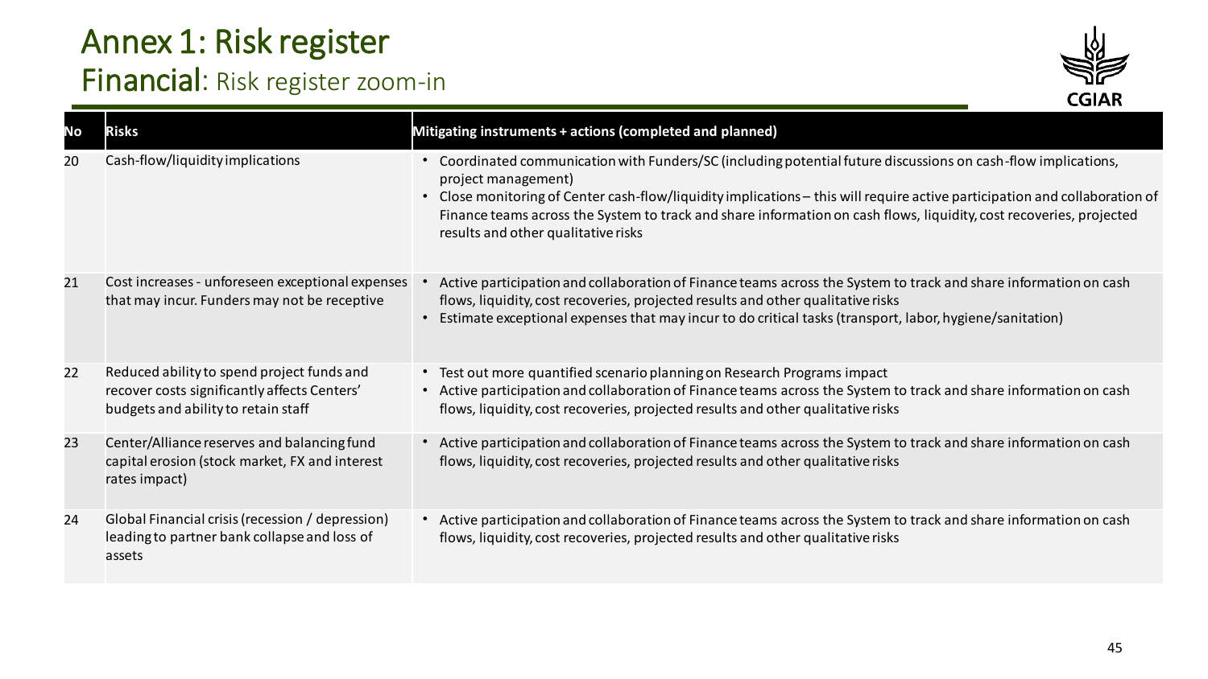# Annex 1: Risk register

## Financial: Risk register zoom-in

| No | Risks | Mitigating instruments + actions (completed and planned) |
|---|---|---|
| 20 | Cash-flow/liquidity implications | • Coordinated communication with Funders/SC (including potential future discussions on cash-flow implications, project management)<br>• Close monitoring of Center cash-flow/liquidity implications – this will require active participation and collaboration of Finance teams across the System to track and share information on cash flows, liquidity, cost recoveries, projected results and other qualitative risks |
| 21 | Cost increases - unforeseen exceptional expenses that may incur. Funders may not be receptive | • Active participation and collaboration of Finance teams across the System to track and share information on cash flows, liquidity, cost recoveries, projected results and other qualitative risks<br>• Estimate exceptional expenses that may incur to do critical tasks (transport, labor, hygiene/sanitation) |
| 22 | Reduced ability to spend project funds and recover costs significantly affects Centers' budgets and ability to retain staff | • Test out more quantified scenario planning on Research Programs impact<br>• Active participation and collaboration of Finance teams across the System to track and share information on cash flows, liquidity, cost recoveries, projected results and other qualitative risks |
| 23 | Center/Alliance reserves and balancing fund capital erosion (stock market, FX and interest rates impact) | • Active participation and collaboration of Finance teams across the System to track and share information on cash flows, liquidity, cost recoveries, projected results and other qualitative risks |
| 24 | Global Financial crisis (recession / depression) leading to partner bank collapse and loss of assets | • Active participation and collaboration of Finance teams across the System to track and share information on cash flows, liquidity, cost recoveries, projected results and other qualitative risks |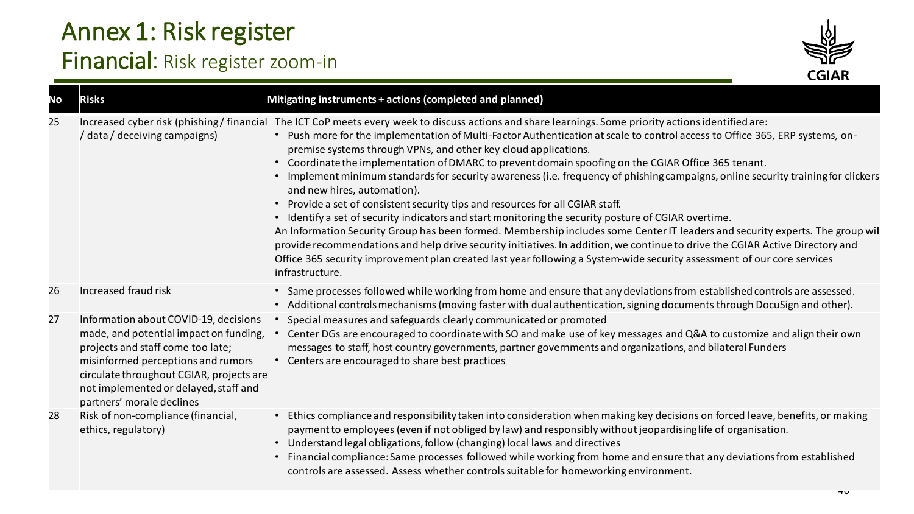# Annex 1: Risk register

## Financial: Risk register zoom-in

| No | Risks | Mitigating instruments + actions (completed and planned) |
|---|---|---|
| 25 | Increased cyber risk (phishing / financial / data / deceiving campaigns) | The ICT CoP meets every week to discuss actions and share learnings. Some priority actions identified are:<br>• Push more for the implementation of Multi-Factor Authentication at scale to control access to Office 365, ERP systems, on-premise systems through VPNs, and other key cloud applications.<br>• Coordinate the implementation of DMARC to prevent domain spoofing on the CGIAR Office 365 tenant.<br>• Implement minimum standards for security awareness (i.e. frequency of phishing campaigns, online security training for clickers and new hires, automation).<br>• Provide a set of consistent security tips and resources for all CGIAR staff.<br>• Identify a set of security indicators and start monitoring the security posture of CGIAR overtime.<br>An Information Security Group has been formed. Membership includes some Center IT leaders and security experts. The group will provide recommendations and help drive security initiatives. In addition, we continue to drive the CGIAR Active Directory and Office 365 security improvement plan created last year following a System-wide security assessment of our core services infrastructure. |
| 26 | Increased fraud risk | • Same processes followed while working from home and ensure that any deviations from established controls are assessed.<br>• Additional controls mechanisms (moving faster with dual authentication, signing documents through DocuSign and other). |
| 27 | Information about COVID-19, decisions made, and potential impact on funding, projects and staff come too late; misinformed perceptions and rumors circulate throughout CGIAR, projects are not implemented or delayed, staff and partners' morale declines | • Special measures and safeguards clearly communicated or promoted<br>• Center DGs are encouraged to coordinate with SO and make use of key messages and Q&A to customize and align their own messages to staff, host country governments, partner governments and organizations, and bilateral Funders<br>• Centers are encouraged to share best practices |
| 28 | Risk of non-compliance (financial, ethics, regulatory) | • Ethics compliance and responsibility taken into consideration when making key decisions on forced leave, benefits, or making payment to employees (even if not obliged by law) and responsibly without jeopardising life of organisation.<br>• Understand legal obligations, follow (changing) local laws and directives<br>• Financial compliance: Same processes followed while working from home and ensure that any deviations from established controls are assessed. Assess whether controls suitable for homeworking environment. |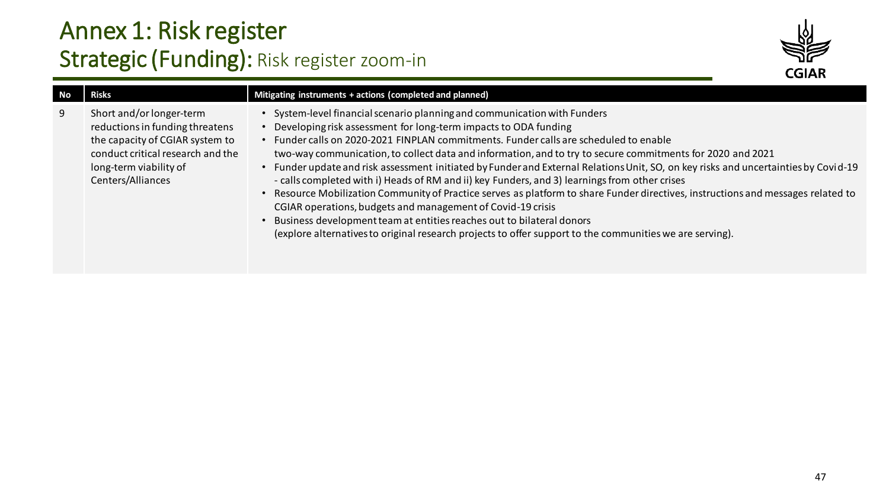# Annex 1: Risk register

## Strategic (Funding): Risk register zoom-in

| No | Risks | Mitigating instruments + actions (completed and planned) |
|---|---|---|
| 9 | Short and/or longer-term reductions in funding threatens the capacity of CGIAR system to conduct critical research and the long-term viability of Centers/Alliances | • System-level financial scenario planning and communication with Funders<br>• Developing risk assessment for long-term impacts to ODA funding<br>• Funder calls on 2020-2021 FINPLAN commitments. Funder calls are scheduled to enable two-way communication, to collect data and information, and to try to secure commitments for 2020 and 2021<br>• Funder update and risk assessment initiated by Funder and External Relations Unit, SO, on key risks and uncertainties by Covid-19 - calls completed with i) Heads of RM and ii) key Funders, and 3) learnings from other crises<br>• Resource Mobilization Community of Practice serves as platform to share Funder directives, instructions and messages related to CGIAR operations, budgets and management of Covid-19 crisis<br>• Business development team at entities reaches out to bilateral donors (explore alternatives to original research projects to offer support to the communities we are serving). |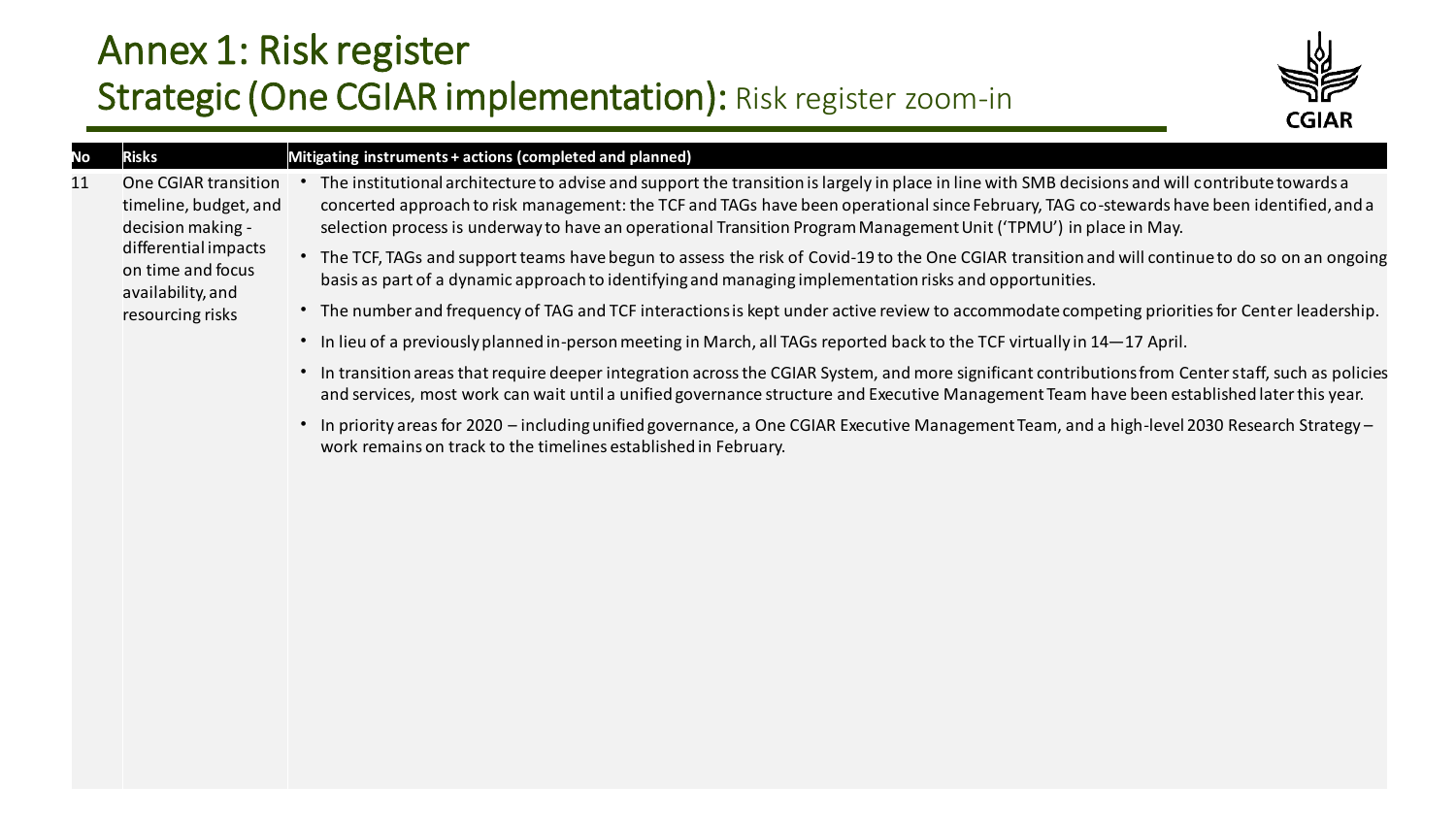# Annex 1: Risk register

## Strategic (One CGIAR implementation): Risk register zoom-in

| No | Risks | Mitigating instruments + actions (completed and planned) |
|---|---|---|
| 11 | One CGIAR transition timeline, budget, and decision making - differential impacts on time and focus availability, and resourcing risks | • The institutional architecture to advise and support the transition is largely in place in line with SMB decisions and will contribute towards a concerted approach to risk management: the TCF and TAGs have been operational since February, TAG co-stewards have been identified, and a selection process is underway to have an operational Transition Program Management Unit ('TPMU') in place in May.<br>• The TCF, TAGs and support teams have begun to assess the risk of Covid-19 to the One CGIAR transition and will continue to do so on an ongoing basis as part of a dynamic approach to identifying and managing implementation risks and opportunities.<br>• The number and frequency of TAG and TCF interactions is kept under active review to accommodate competing priorities for Center leadership.<br>• In lieu of a previously planned in-person meeting in March, all TAGs reported back to the TCF virtually in 14—17 April.<br>• In transition areas that require deeper integration across the CGIAR System, and more significant contributions from Center staff, such as policies and services, most work can wait until a unified governance structure and Executive Management Team have been established later this year.<br>• In priority areas for 2020 – including unified governance, a One CGIAR Executive Management Team, and a high-level 2030 Research Strategy – work remains on track to the timelines established in February. |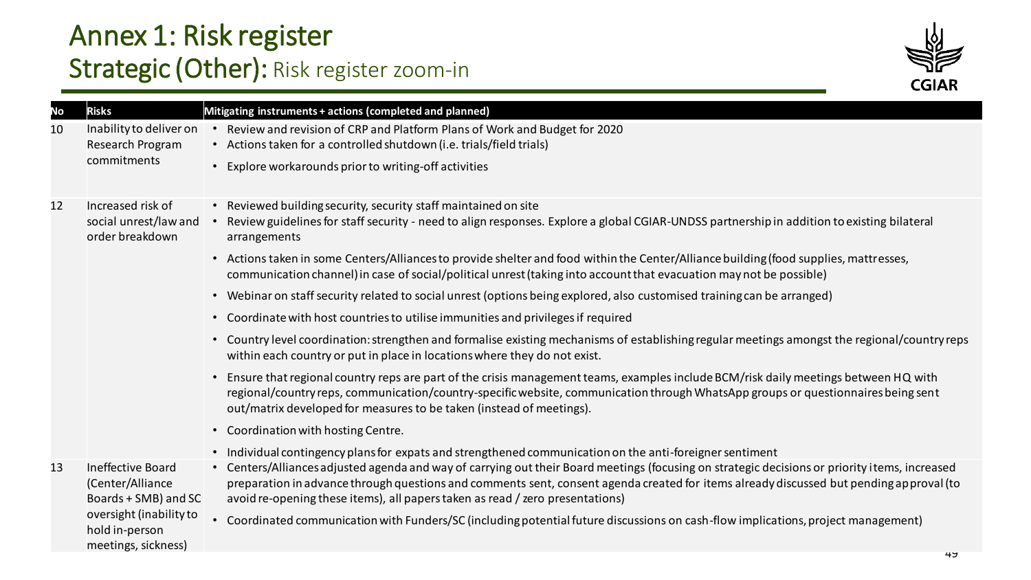# Annex 1: Risk register

## Strategic (Other): Risk register zoom-in

| No | Risks | Mitigating instruments + actions (completed and planned) |
|---|---|---|
| 10 | Inability to deliver on Research Program commitments | • Review and revision of CRP and Platform Plans of Work and Budget for 2020<br>• Actions taken for a controlled shutdown (i.e. trials/field trials)<br>• Explore workarounds prior to writing-off activities |
| 12 | Increased risk of social unrest/law and order breakdown | • Reviewed building security, security staff maintained on site<br>• Review guidelines for staff security - need to align responses. Explore a global CGIAR-UNDSS partnership in addition to existing bilateral arrangements<br>• Actions taken in some Centers/Alliances to provide shelter and food within the Center/Alliance building (food supplies, mattresses, communication channel) in case of social/political unrest (taking into account that evacuation may not be possible)<br>• Webinar on staff security related to social unrest (options being explored, also customised training can be arranged)<br>• Coordinate with host countries to utilise immunities and privileges if required<br>• Country level coordination: strengthen and formalise existing mechanisms of establishing regular meetings amongst the regional/country reps within each country or put in place in locations where they do not exist.<br>• Ensure that regional country reps are part of the crisis management teams, examples include BCM/risk daily meetings between HQ with regional/country reps, communication/country-specific website, communication through WhatsApp groups or questionnaires being sent out/matrix developed for measures to be taken (instead of meetings).<br>• Coordination with hosting Centre.<br>• Individual contingency plans for expats and strengthened communication on the anti-foreigner sentiment |
| 13 | Ineffective Board (Center/Alliance Boards + SMB) and SC oversight (inability to hold in-person meetings, sickness) | • Centers/Alliances adjusted agenda and way of carrying out their Board meetings (focusing on strategic decisions or priority items, increased preparation in advance through questions and comments sent, consent agenda created for items already discussed but pending approval (to avoid re-opening these items), all papers taken as read / zero presentations)<br>• Coordinated communication with Funders/SC (including potential future discussions on cash-flow implications, project management) |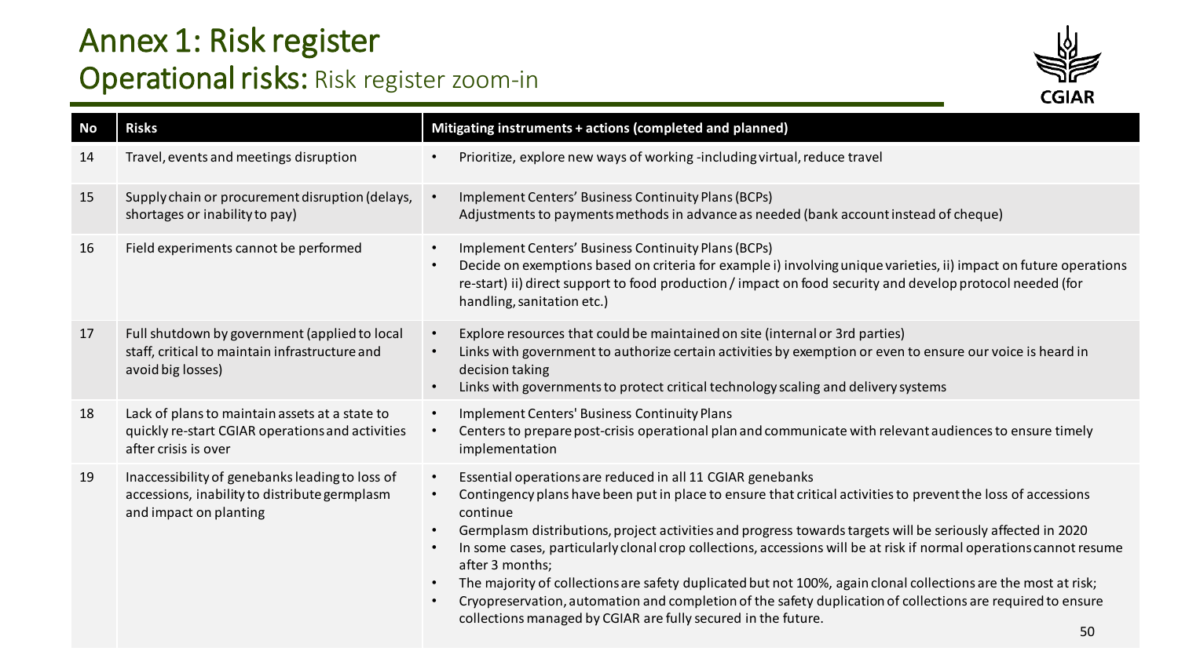# Annex 1: Risk register

## Operational risks: Risk register zoom-in

| No | Risks | Mitigating instruments + actions (completed and planned) |
|---|---|---|
| 14 | Travel, events and meetings disruption | • Prioritize, explore new ways of working -including virtual, reduce travel |
| 15 | Supply chain or procurement disruption (delays, shortages or inability to pay) | • Implement Centers' Business Continuity Plans (BCPs)<br>Adjustments to payments methods in advance as needed (bank account instead of cheque) |
| 16 | Field experiments cannot be performed | • Implement Centers' Business Continuity Plans (BCPs)<br>• Decide on exemptions based on criteria for example i) involving unique varieties, ii) impact on future operations re-start) ii) direct support to food production / impact on food security and develop protocol needed (for handling, sanitation etc.) |
| 17 | Full shutdown by government (applied to local staff, critical to maintain infrastructure and avoid big losses) | • Explore resources that could be maintained on site (internal or 3rd parties)<br>• Links with government to authorize certain activities by exemption or even to ensure our voice is heard in decision taking<br>• Links with governments to protect critical technology scaling and delivery systems |
| 18 | Lack of plans to maintain assets at a state to quickly re-start CGIAR operations and activities after crisis is over | • Implement Centers' Business Continuity Plans<br>• Centers to prepare post-crisis operational plan and communicate with relevant audiences to ensure timely implementation |
| 19 | Inaccessibility of genebanks leading to loss of accessions, inability to distribute germplasm and impact on planting | • Essential operations are reduced in all 11 CGIAR genebanks<br>• Contingency plans have been put in place to ensure that critical activities to prevent the loss of accessions continue<br>• Germplasm distributions, project activities and progress towards targets will be seriously affected in 2020<br>• In some cases, particularly clonal crop collections, accessions will be at risk if normal operations cannot resume after 3 months;<br>• The majority of collections are safety duplicated but not 100%, again clonal collections are the most at risk;<br>• Cryopreservation, automation and completion of the safety duplication of collections are required to ensure collections managed by CGIAR are fully secured in the future. |